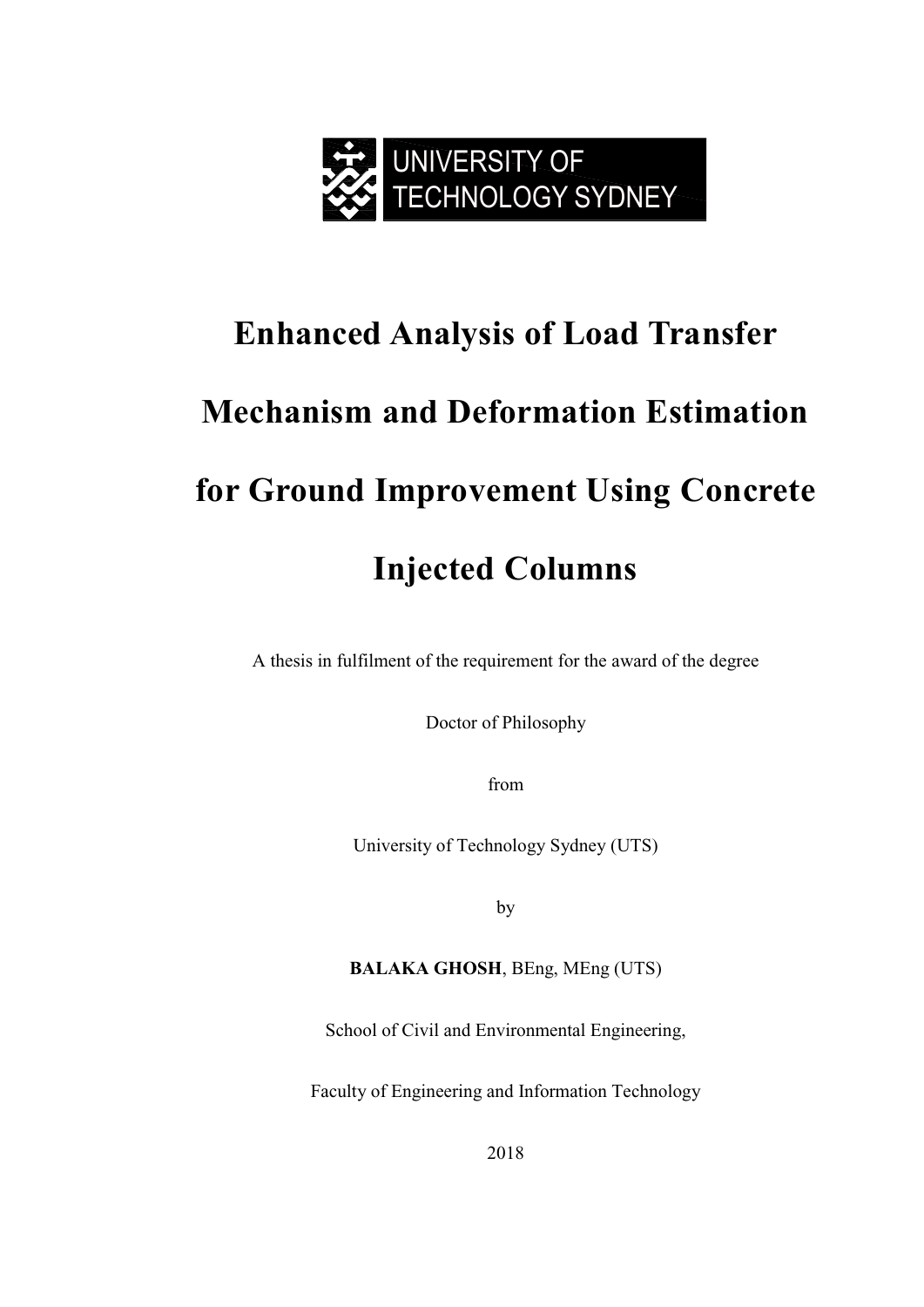UNIVERSITY OF TECHNOLOGY SYDNEY

# Enhanced Analysis of Load Transfer Mechanism and Deformation Estimation for Ground Improvement Using Concrete Injected Columns

A thesis in fulfilment of the requirement for the award of the degree

Doctor of Philosophy

from

University of Technology Sydney (UTS)

by

**BALAKA GHOSH**, BEng, MEng (UTS)

School of Civil and Environmental Engineering,

Faculty of Engineering and Information Technology

2018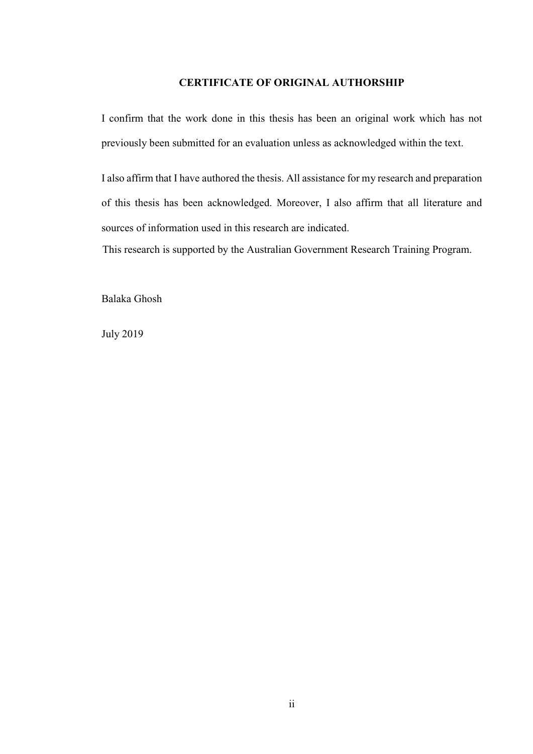## CERTIFICATE OF ORIGINAL AUTHORSHIP

I confirm that the work done in this thesis has been an original work which has not previously been submitted for an evaluation unless as acknowledged within the text.

I also affirm that I have authored the thesis. All assistance for my research and preparation of this thesis has been acknowledged. Moreover, I also affirm that all literature and sources of information used in this research are indicated.

This research is supported by the Australian Government Research Training Program.

Balaka Ghosh

July 2019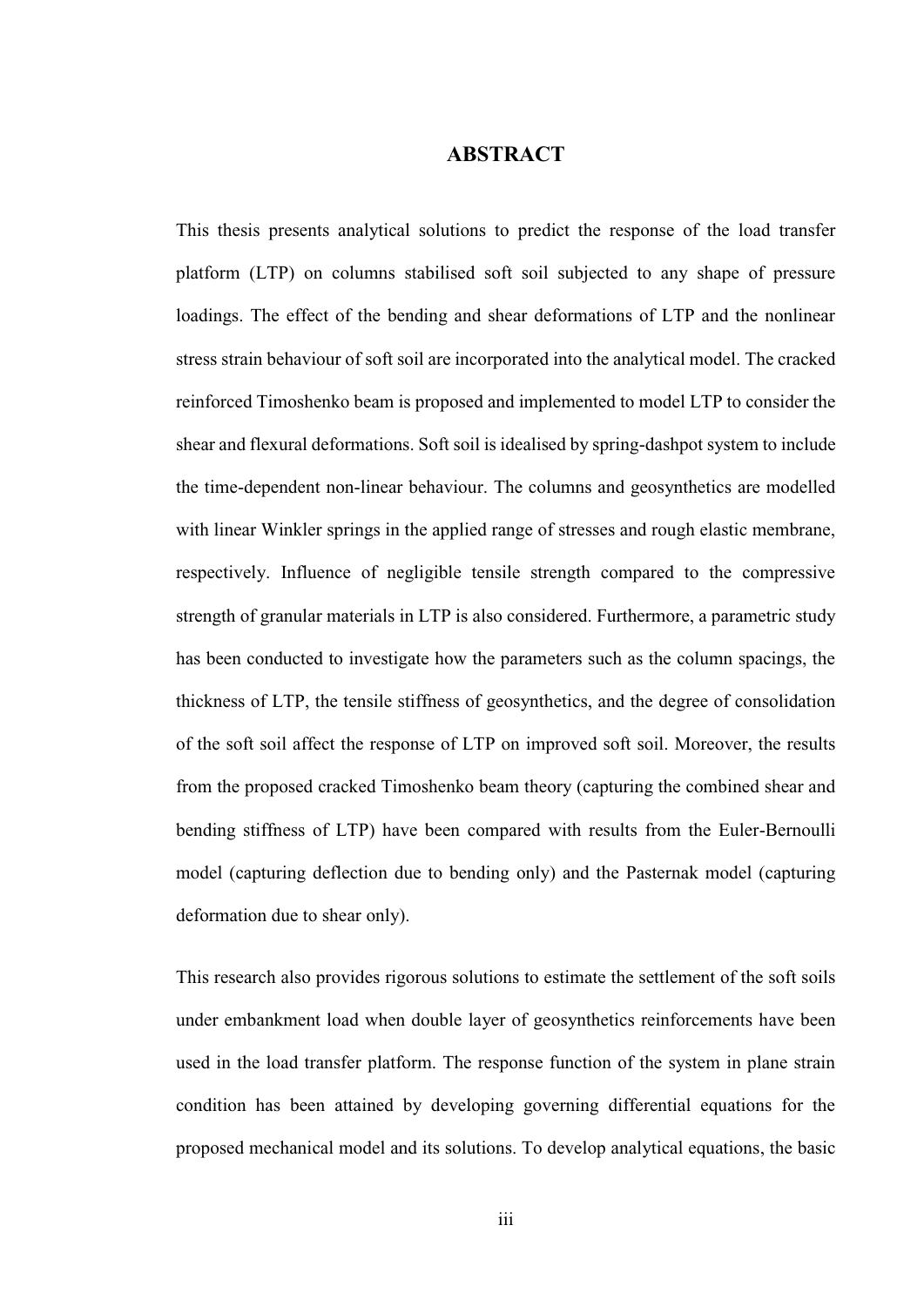# ABSTRACT

This thesis presents analytical solutions to predict the response of the load transfer platform (LTP) on columns stabilised soft soil subjected to any shape of pressure loadings. The effect of the bending and shear deformations of LTP and the nonlinear stress strain behaviour of soft soil are incorporated into the analytical model. The cracked reinforced Timoshenko beam is proposed and implemented to model LTP to consider the shear and flexural deformations. Soft soil is idealised by spring-dashpot system to include the time-dependent non-linear behaviour. The columns and geosynthetics are modelled with linear Winkler springs in the applied range of stresses and rough elastic membrane, respectively. Influence of negligible tensile strength compared to the compressive strength of granular materials in LTP is also considered. Furthermore, a parametric study has been conducted to investigate how the parameters such as the column spacings, the thickness of LTP, the tensile stiffness of geosynthetics, and the degree of consolidation of the soft soil affect the response of LTP on improved soft soil. Moreover, the results from the proposed cracked Timoshenko beam theory (capturing the combined shear and bending stiffness of LTP) have been compared with results from the Euler-Bernoulli model (capturing deflection due to bending only) and the Pasternak model (capturing deformation due to shear only).

This research also provides rigorous solutions to estimate the settlement of the soft soils under embankment load when double layer of geosynthetics reinforcements have been used in the load transfer platform. The response function of the system in plane strain condition has been attained by developing governing differential equations for the proposed mechanical model and its solutions. To develop analytical equations, the basic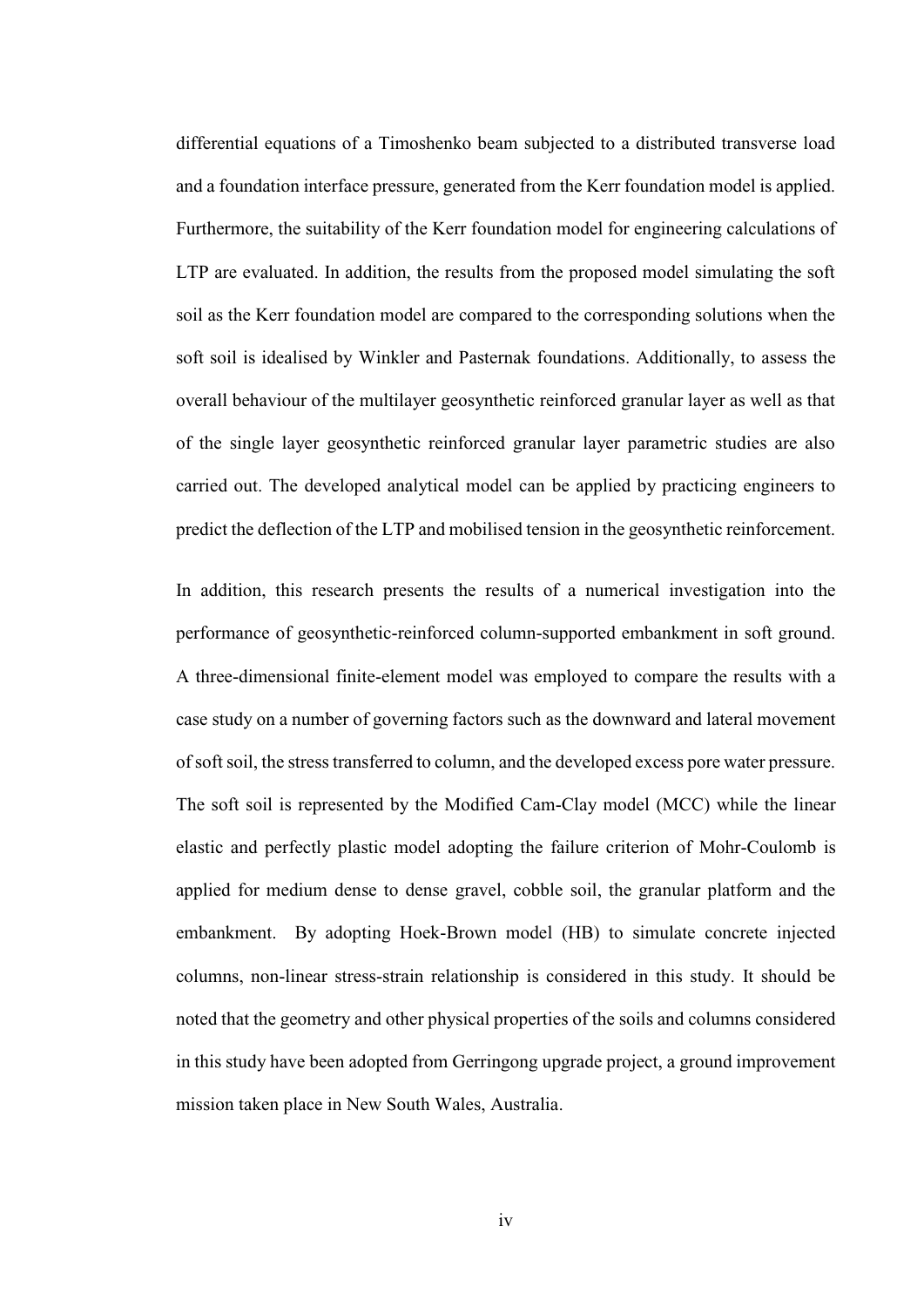differential equations of a Timoshenko beam subjected to a distributed transverse load and a foundation interface pressure, generated from the Kerr foundation model is applied. Furthermore, the suitability of the Kerr foundation model for engineering calculations of LTP are evaluated. In addition, the results from the proposed model simulating the soft soil as the Kerr foundation model are compared to the corresponding solutions when the soft soil is idealised by Winkler and Pasternak foundations. Additionally, to assess the overall behaviour of the multilayer geosynthetic reinforced granular layer as well as that of the single layer geosynthetic reinforced granular layer parametric studies are also carried out. The developed analytical model can be applied by practicing engineers to predict the deflection of the LTP and mobilised tension in the geosynthetic reinforcement.

In addition, this research presents the results of a numerical investigation into the performance of geosynthetic-reinforced column-supported embankment in soft ground. A three-dimensional finite-element model was employed to compare the results with a case study on a number of governing factors such as the downward and lateral movement of soft soil, the stress transferred to column, and the developed excess pore water pressure. The soft soil is represented by the Modified Cam-Clay model (MCC) while the linear elastic and perfectly plastic model adopting the failure criterion of Mohr-Coulomb is applied for medium dense to dense gravel, cobble soil, the granular platform and the embankment. By adopting Hoek-Brown model (HB) to simulate concrete injected columns, non-linear stress-strain relationship is considered in this study. It should be noted that the geometry and other physical properties of the soils and columns considered in this study have been adopted from Gerringong upgrade project, a ground improvement mission taken place in New South Wales, Australia.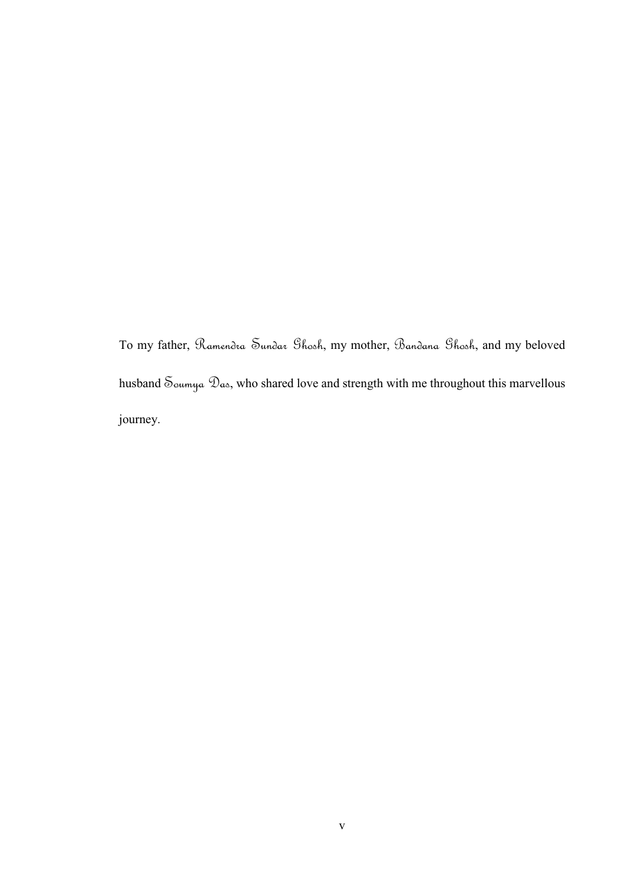To my father, *Ramendra Sundar Ghosh*, my mother, *Bandana Ghosh*, and my beloved husband *Soumya Das*, who shared love and strength with me throughout this marvellous journey.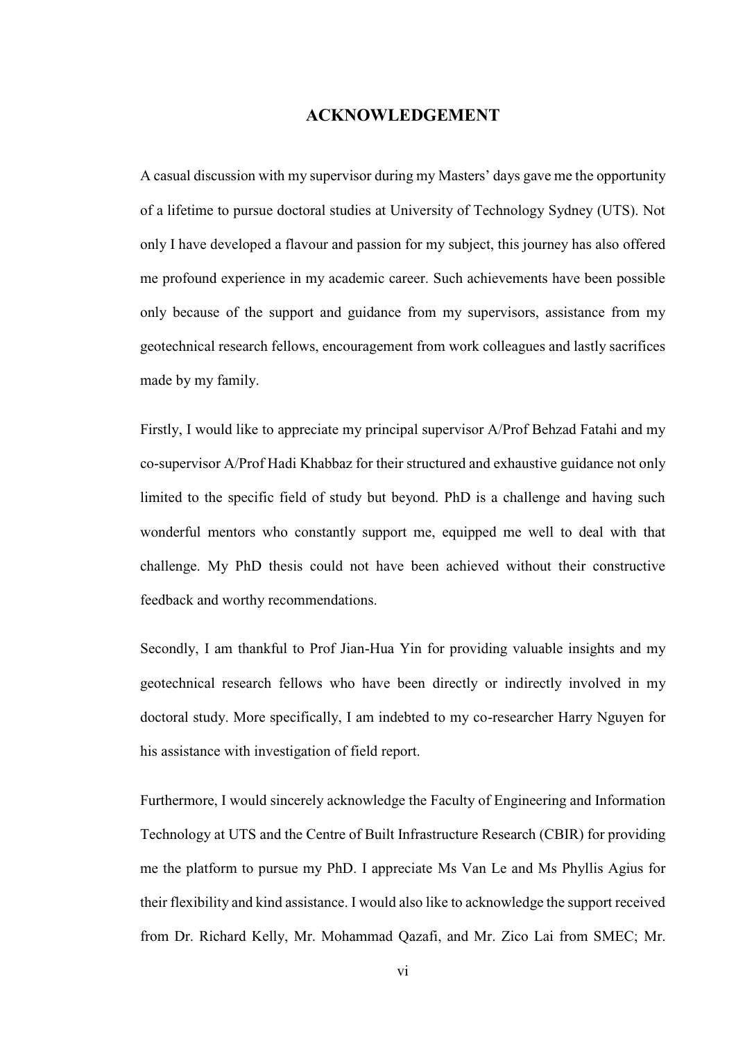# ACKNOWLEDGEMENT

A casual discussion with my supervisor during my Masters' days gave me the opportunity of a lifetime to pursue doctoral studies at University of Technology Sydney (UTS). Not only I have developed a flavour and passion for my subject, this journey has also offered me profound experience in my academic career. Such achievements have been possible only because of the support and guidance from my supervisors, assistance from my geotechnical research fellows, encouragement from work colleagues and lastly sacrifices made by my family.

Firstly, I would like to appreciate my principal supervisor A/Prof Behzad Fatahi and my co-supervisor A/Prof Hadi Khabbaz for their structured and exhaustive guidance not only limited to the specific field of study but beyond. PhD is a challenge and having such wonderful mentors who constantly support me, equipped me well to deal with that challenge. My PhD thesis could not have been achieved without their constructive feedback and worthy recommendations.

Secondly, I am thankful to Prof Jian-Hua Yin for providing valuable insights and my geotechnical research fellows who have been directly or indirectly involved in my doctoral study. More specifically, I am indebted to my co-researcher Harry Nguyen for his assistance with investigation of field report.

Furthermore, I would sincerely acknowledge the Faculty of Engineering and Information Technology at UTS and the Centre of Built Infrastructure Research (CBIR) for providing me the platform to pursue my PhD. I appreciate Ms Van Le and Ms Phyllis Agius for their flexibility and kind assistance. I would also like to acknowledge the support received from Dr. Richard Kelly, Mr. Mohammad Qazafi, and Mr. Zico Lai from SMEC; Mr.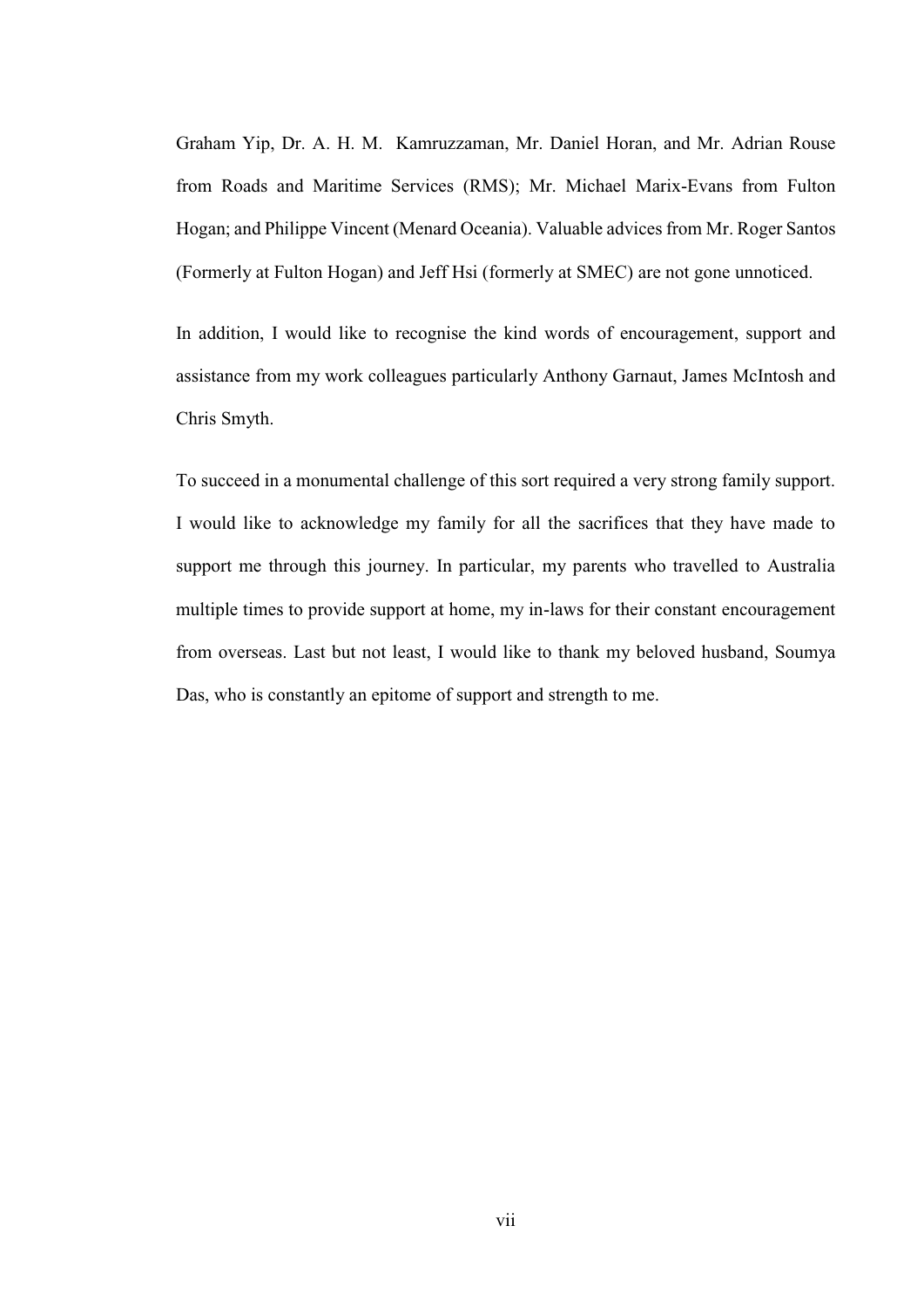Graham Yip, Dr. A. H. M. Kamruzzaman, Mr. Daniel Horan, and Mr. Adrian Rouse from Roads and Maritime Services (RMS); Mr. Michael Marix-Evans from Fulton Hogan; and Philippe Vincent (Menard Oceania). Valuable advices from Mr. Roger Santos (Formerly at Fulton Hogan) and Jeff Hsi (formerly at SMEC) are not gone unnoticed.

In addition, I would like to recognise the kind words of encouragement, support and assistance from my work colleagues particularly Anthony Garnaut, James McIntosh and Chris Smyth.

To succeed in a monumental challenge of this sort required a very strong family support. I would like to acknowledge my family for all the sacrifices that they have made to support me through this journey. In particular, my parents who travelled to Australia multiple times to provide support at home, my in-laws for their constant encouragement from overseas. Last but not least, I would like to thank my beloved husband, Soumya Das, who is constantly an epitome of support and strength to me.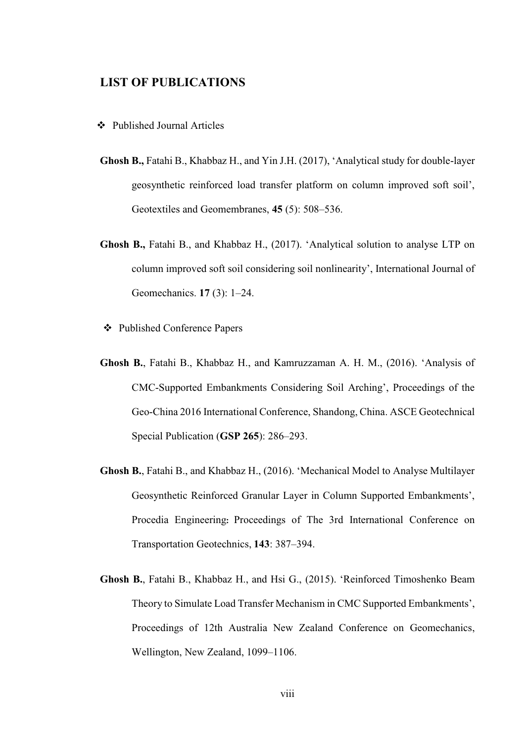## LIST OF PUBLICATIONS

- Published Journal Articles

**Ghosh B.,** Fatahi B., Khabbaz H., and Yin J.H. (2017), 'Analytical study for double-layer geosynthetic reinforced load transfer platform on column improved soft soil', Geotextiles and Geomembranes, **45** (5): 508–536.

**Ghosh B.,** Fatahi B., and Khabbaz H., (2017). 'Analytical solution to analyse LTP on column improved soft soil considering soil nonlinearity', International Journal of Geomechanics. **17** (3): 1–24.

- Published Conference Papers

**Ghosh B.**, Fatahi B., Khabbaz H., and Kamruzzaman A. H. M., (2016). 'Analysis of CMC-Supported Embankments Considering Soil Arching', Proceedings of the Geo-China 2016 International Conference, Shandong, China. ASCE Geotechnical Special Publication (**GSP 265**): 286–293.

**Ghosh B.**, Fatahi B., and Khabbaz H., (2016). 'Mechanical Model to Analyse Multilayer Geosynthetic Reinforced Granular Layer in Column Supported Embankments', Procedia Engineering**:** Proceedings of The 3rd International Conference on Transportation Geotechnics, **143**: 387–394.

**Ghosh B.**, Fatahi B., Khabbaz H., and Hsi G., (2015). 'Reinforced Timoshenko Beam Theory to Simulate Load Transfer Mechanism in CMC Supported Embankments', Proceedings of 12th Australia New Zealand Conference on Geomechanics, Wellington, New Zealand, 1099–1106.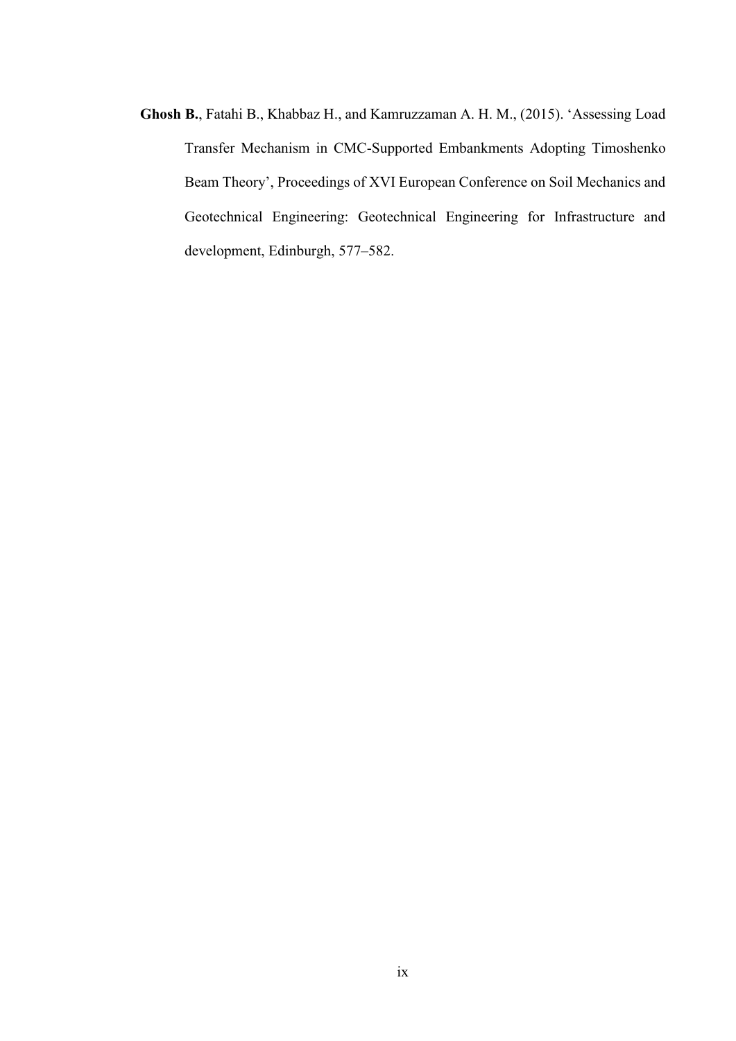**Ghosh B.**, Fatahi B., Khabbaz H., and Kamruzzaman A. H. M., (2015). 'Assessing Load Transfer Mechanism in CMC-Supported Embankments Adopting Timoshenko Beam Theory', Proceedings of XVI European Conference on Soil Mechanics and Geotechnical Engineering: Geotechnical Engineering for Infrastructure and development, Edinburgh, 577–582.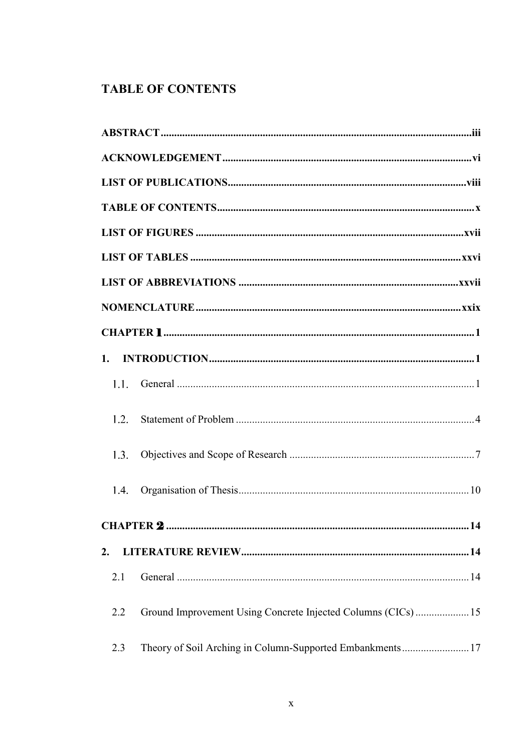# TABLE OF CONTENTS

**ABSTRACT** ........ **iii**

**ACKNOWLEDGEMENT** ........ **vi**

**LIST OF PUBLICATIONS** ........ **viii**

**TABLE OF CONTENTS** ........ **x**

**LIST OF FIGURES** ........ **xvii**

**LIST OF TABLES** ........ **xxvi**

**LIST OF ABBREVIATIONS** ........ **xxvii**

**NOMENCLATURE** ........ **xxix**

**CHAPTER 1** ........ **1**

**1. INTRODUCTION** ........ **1**

1.1. General ........ 1

1.2. Statement of Problem ........ 4

1.3. Objectives and Scope of Research ........ 7

1.4. Organisation of Thesis ........ 10

**CHAPTER 2** ........ **14**

**2. LITERATURE REVIEW** ........ **14**

2.1 General ........ 14

2.2 Ground Improvement Using Concrete Injected Columns (CICs) ........ 15

2.3 Theory of Soil Arching in Column-Supported Embankments ........ 17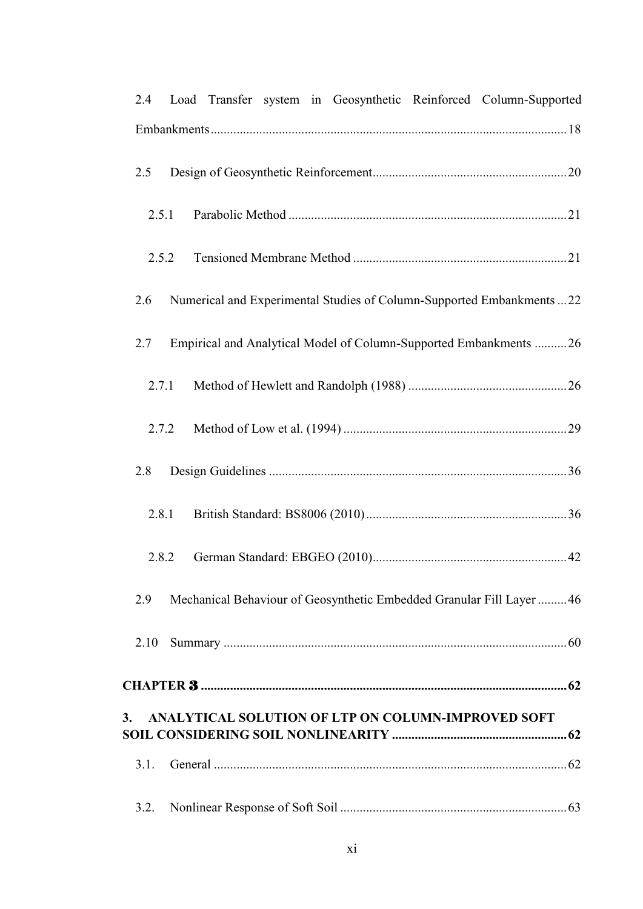2.4 Load Transfer system in Geosynthetic Reinforced Column-Supported Embankments ........................................................................................................ 18

2.5 Design of Geosynthetic Reinforcement ........................................................ 20

2.5.1 Parabolic Method ...................................................................................... 21

2.5.2 Tensioned Membrane Method .................................................................. 21

2.6 Numerical and Experimental Studies of Column-Supported Embankments ... 22

2.7 Empirical and Analytical Model of Column-Supported Embankments .......... 26

2.7.1 Method of Hewlett and Randolph (1988) ................................................. 26

2.7.2 Method of Low et al. (1994) ..................................................................... 29

2.8 Design Guidelines ........................................................................................... 36

2.8.1 British Standard: BS8006 (2010) .............................................................. 36

2.8.2 German Standard: EBGEO (2010) ............................................................ 42

2.9 Mechanical Behaviour of Geosynthetic Embedded Granular Fill Layer ......... 46

2.10 Summary ....................................................................................................... 60

**CHAPTER 3 ...................................................................................................... 62**

**3. ANALYTICAL SOLUTION OF LTP ON COLUMN-IMPROVED SOFT SOIL CONSIDERING SOIL NONLINEARITY ...................................................... 62**

3.1. General ........................................................................................................... 62

3.2. Nonlinear Response of Soft Soil ..................................................................... 63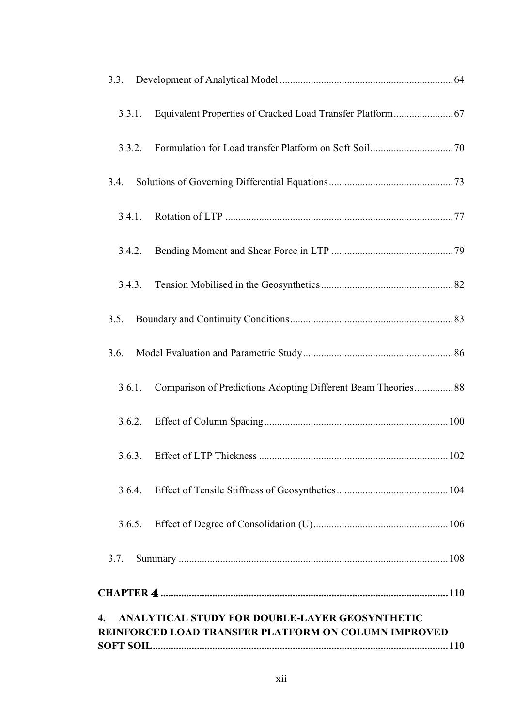3.3. Development of Analytical Model ........................................................................ 64

3.3.1. Equivalent Properties of Cracked Load Transfer Platform ....................... 67

3.3.2. Formulation for Load transfer Platform on Soft Soil ................................ 70

3.4. Solutions of Governing Differential Equations ................................................ 73

3.4.1. Rotation of LTP ........................................................................................ 77

3.4.2. Bending Moment and Shear Force in LTP ............................................... 79

3.4.3. Tension Mobilised in the Geosynthetics ................................................... 82

3.5. Boundary and Continuity Conditions ............................................................... 83

3.6. Model Evaluation and Parametric Study .......................................................... 86

3.6.1. Comparison of Predictions Adopting Different Beam Theories ............... 88

3.6.2. Effect of Column Spacing ....................................................................... 100

3.6.3. Effect of LTP Thickness ......................................................................... 102

3.6.4. Effect of Tensile Stiffness of Geosynthetics ........................................... 104

3.6.5. Effect of Degree of Consolidation (U) .................................................... 106

3.7. Summary ....................................................................................................... 108

**CHAPTER 4 .............................................................................................................. 110**

**4. ANALYTICAL STUDY FOR DOUBLE-LAYER GEOSYNTHETIC REINFORCED LOAD TRANSFER PLATFORM ON COLUMN IMPROVED SOFT SOIL ................................................................................................................. 110**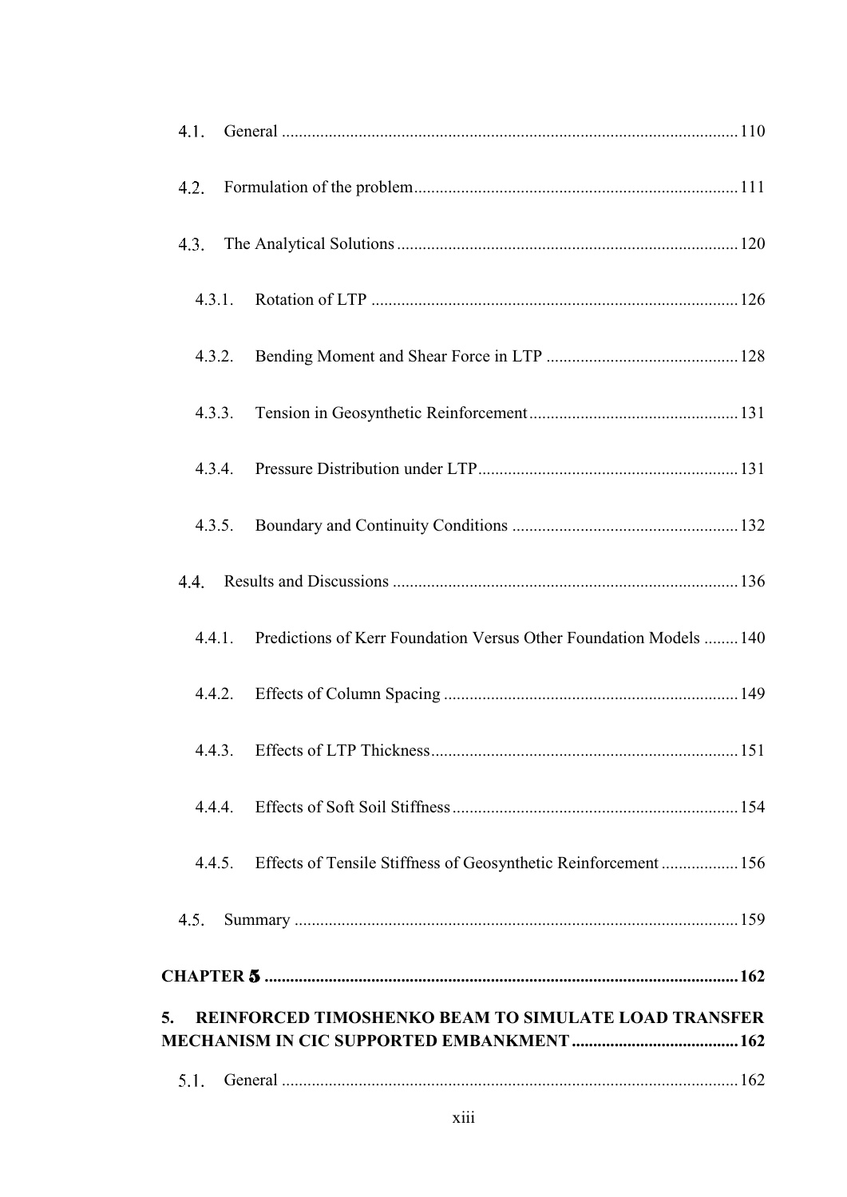4.1. General .......................................................................................................... 110

4.2. Formulation of the problem ........................................................................... 111

4.3. The Analytical Solutions ............................................................................... 120

4.3.1. Rotation of LTP ..................................................................................... 126

4.3.2. Bending Moment and Shear Force in LTP ............................................. 128

4.3.3. Tension in Geosynthetic Reinforcement ................................................. 131

4.3.4. Pressure Distribution under LTP ............................................................ 131

4.3.5. Boundary and Continuity Conditions ..................................................... 132

4.4. Results and Discussions ................................................................................ 136

4.4.1. Predictions of Kerr Foundation Versus Other Foundation Models ........ 140

4.4.2. Effects of Column Spacing .................................................................... 149

4.4.3. Effects of LTP Thickness ....................................................................... 151

4.4.4. Effects of Soft Soil Stiffness .................................................................. 154

4.4.5. Effects of Tensile Stiffness of Geosynthetic Reinforcement .................. 156

4.5. Summary ....................................................................................................... 159

**CHAPTER 5 ............................................................................................................. 162**

**5. REINFORCED TIMOSHENKO BEAM TO SIMULATE LOAD TRANSFER MECHANISM IN CIC SUPPORTED EMBANKMENT ...................................... 162**

5.1. General .......................................................................................................... 162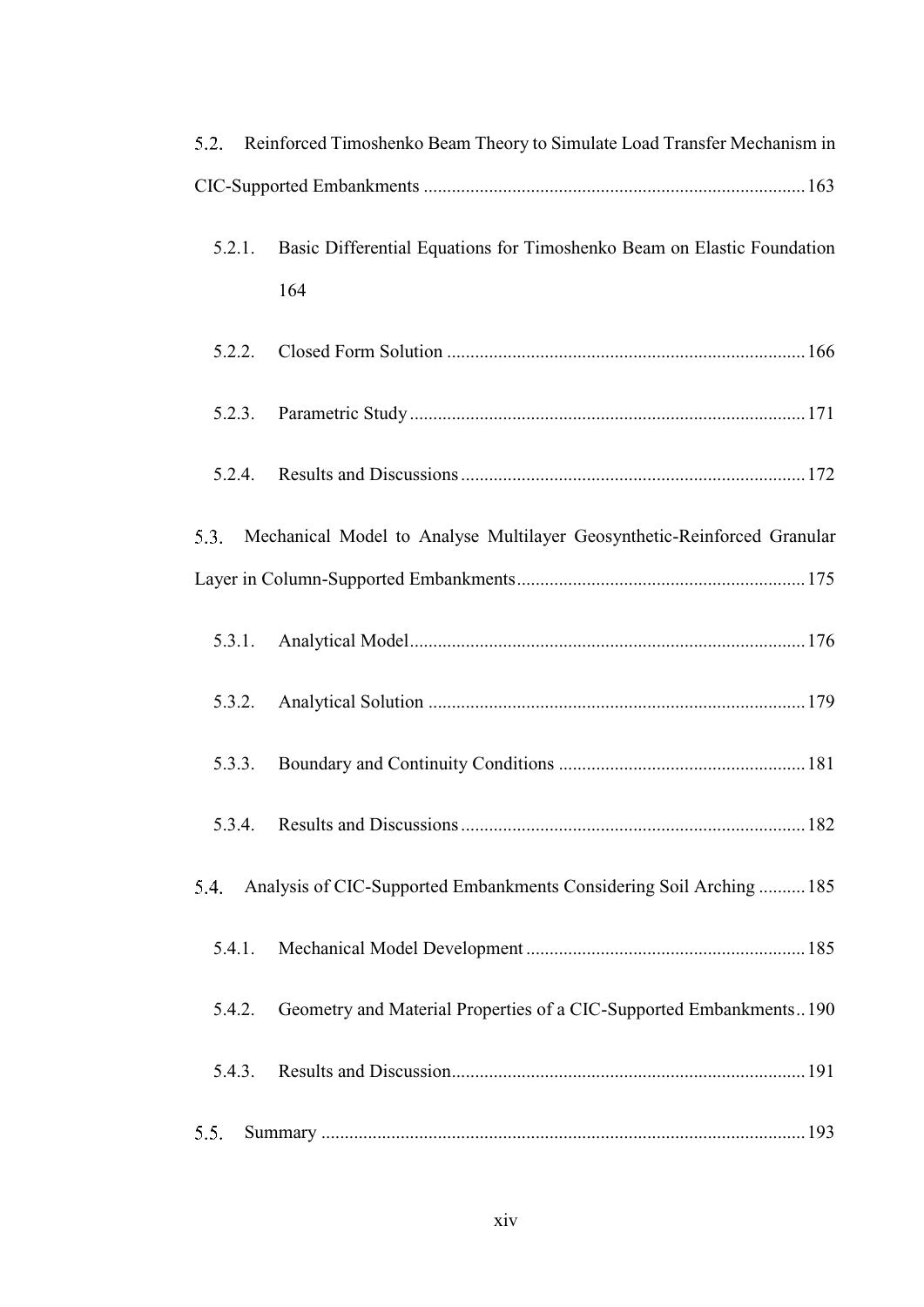5.2. Reinforced Timoshenko Beam Theory to Simulate Load Transfer Mechanism in CIC-Supported Embankments ................................................................................. 163

5.2.1. Basic Differential Equations for Timoshenko Beam on Elastic Foundation 164

5.2.2. Closed Form Solution ............................................................................ 166

5.2.3. Parametric Study .................................................................................... 171

5.2.4. Results and Discussions ......................................................................... 172

5.3. Mechanical Model to Analyse Multilayer Geosynthetic-Reinforced Granular Layer in Column-Supported Embankments ............................................................. 175

5.3.1. Analytical Model .................................................................................... 176

5.3.2. Analytical Solution ................................................................................ 179

5.3.3. Boundary and Continuity Conditions ..................................................... 181

5.3.4. Results and Discussions ......................................................................... 182

5.4. Analysis of CIC-Supported Embankments Considering Soil Arching .......... 185

5.4.1. Mechanical Model Development ........................................................... 185

5.4.2. Geometry and Material Properties of a CIC-Supported Embankments .. 190

5.4.3. Results and Discussion ........................................................................... 191

5.5. Summary ....................................................................................................... 193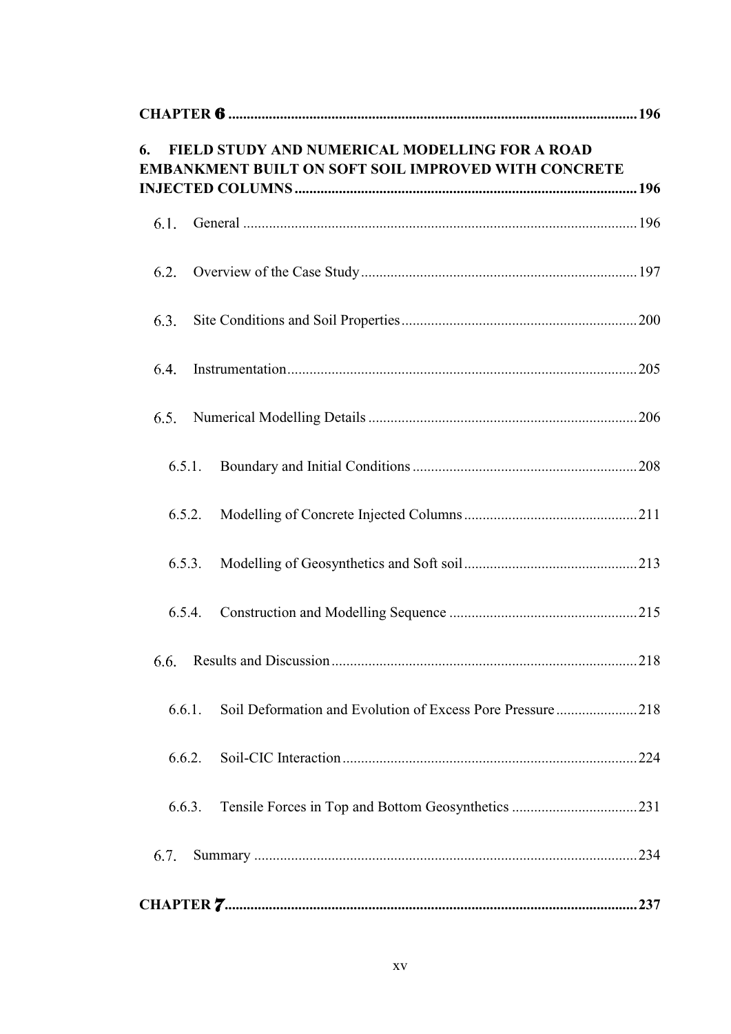**CHAPTER 6** ...................................................................................................................196

**6. FIELD STUDY AND NUMERICAL MODELLING FOR A ROAD EMBANKMENT BUILT ON SOFT SOIL IMPROVED WITH CONCRETE INJECTED COLUMNS** ................................................................................196

6.1. General ..........................................................................................................196

6.2. Overview of the Case Study ..........................................................................197

6.3. Site Conditions and Soil Properties ..............................................................200

6.4. Instrumentation ..............................................................................................205

6.5. Numerical Modelling Details .........................................................................206

6.5.1. Boundary and Initial Conditions ...............................................................208

6.5.2. Modelling of Concrete Injected Columns ..................................................211

6.5.3. Modelling of Geosynthetics and Soft soil ..................................................213

6.5.4. Construction and Modelling Sequence ......................................................215

6.6. Results and Discussion ..................................................................................218

6.6.1. Soil Deformation and Evolution of Excess Pore Pressure ........................218

6.6.2. Soil-CIC Interaction ...................................................................................224

6.6.3. Tensile Forces in Top and Bottom Geosynthetics .....................................231

6.7. Summary .......................................................................................................234

**CHAPTER 7** ...................................................................................................................237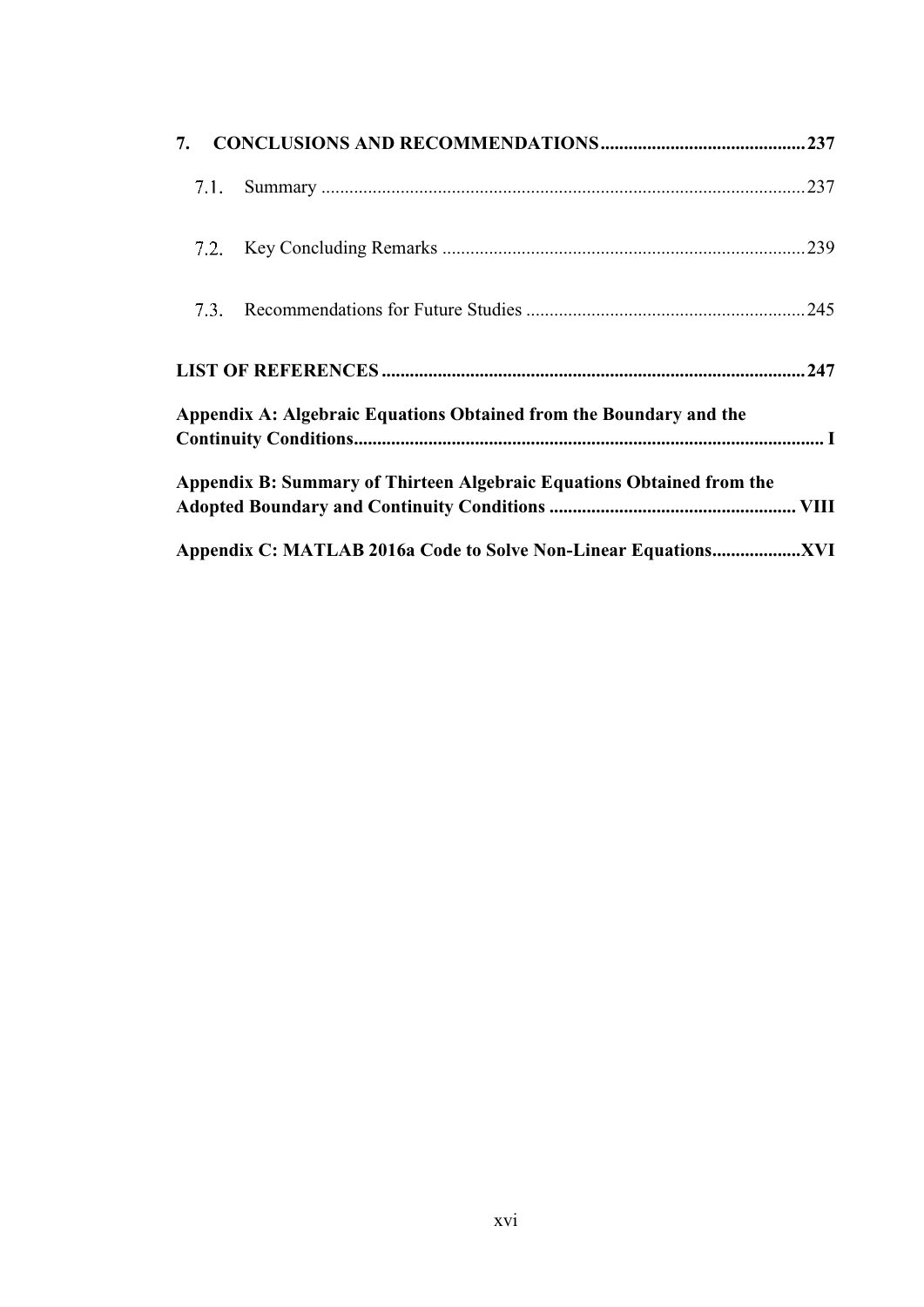**7. CONCLUSIONS AND RECOMMENDATIONS ............................................ 237**

7.1. Summary ....................................................................................................... 237

7.2. Key Concluding Remarks ............................................................................. 239

7.3. Recommendations for Future Studies ........................................................... 245

**LIST OF REFERENCES ........................................................................................... 247**

**Appendix A: Algebraic Equations Obtained from the Boundary and the Continuity Conditions ..................................................................................................... I**

**Appendix B: Summary of Thirteen Algebraic Equations Obtained from the Adopted Boundary and Continuity Conditions ..................................................... VIII**

**Appendix C: MATLAB 2016a Code to Solve Non-Linear Equations .................. XVI**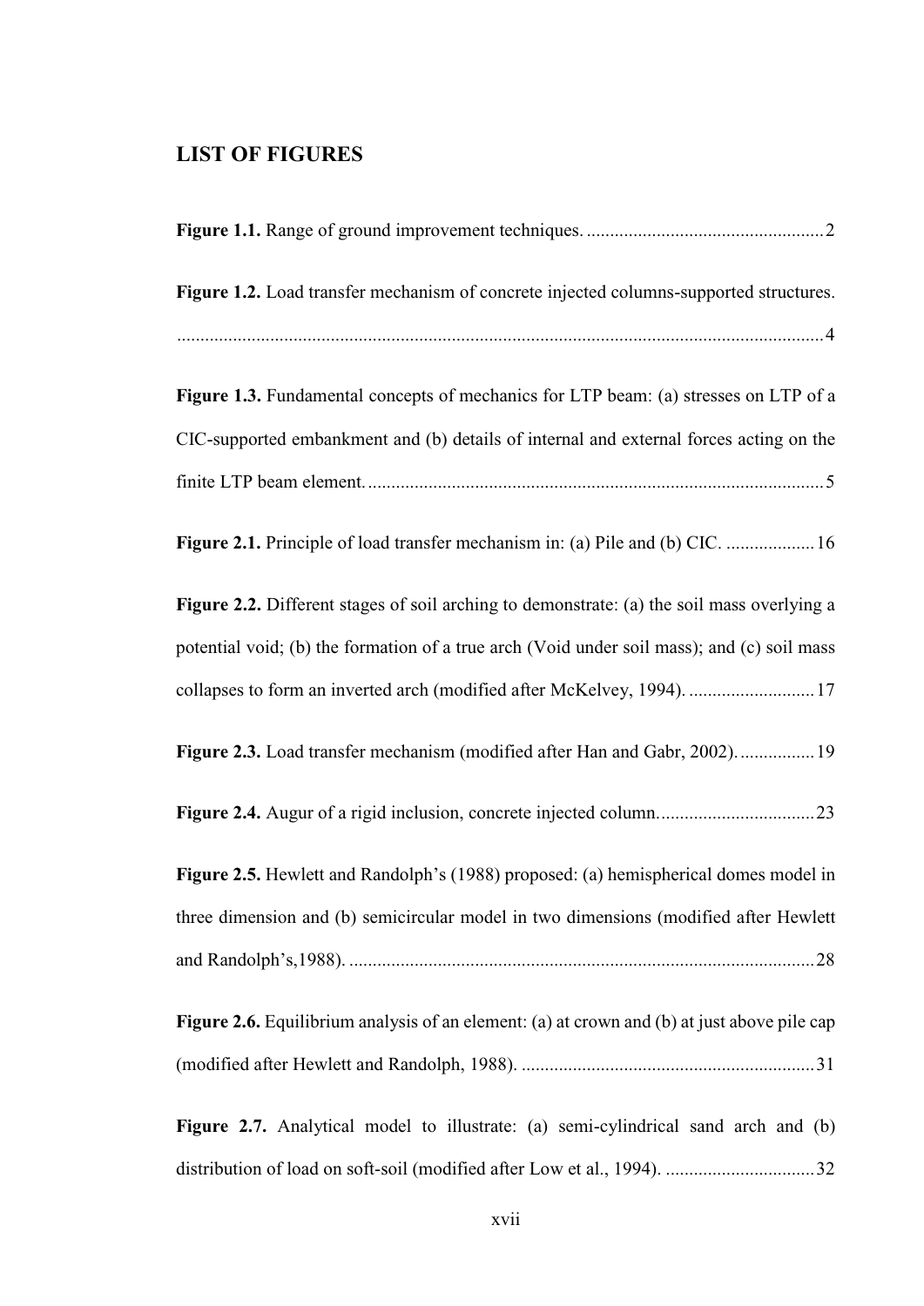## LIST OF FIGURES

**Figure 1.1.** Range of ground improvement techniques. .................................................. 2

**Figure 1.2.** Load transfer mechanism of concrete injected columns-supported structures. ........................................................................................................................................ 4

**Figure 1.3.** Fundamental concepts of mechanics for LTP beam: (a) stresses on LTP of a CIC-supported embankment and (b) details of internal and external forces acting on the finite LTP beam element. ................................................................................................. 5

**Figure 2.1.** Principle of load transfer mechanism in: (a) Pile and (b) CIC. .................. 16

**Figure 2.2.** Different stages of soil arching to demonstrate: (a) the soil mass overlying a potential void; (b) the formation of a true arch (Void under soil mass); and (c) soil mass collapses to form an inverted arch (modified after McKelvey, 1994). ........................... 17

**Figure 2.3.** Load transfer mechanism (modified after Han and Gabr, 2002). ................ 19

**Figure 2.4.** Augur of a rigid inclusion, concrete injected column. ................................ 23

**Figure 2.5.** Hewlett and Randolph's (1988) proposed: (a) hemispherical domes model in three dimension and (b) semicircular model in two dimensions (modified after Hewlett and Randolph's,1988). ................................................................................................... 28

**Figure 2.6.** Equilibrium analysis of an element: (a) at crown and (b) at just above pile cap (modified after Hewlett and Randolph, 1988). .............................................................. 31

**Figure 2.7.** Analytical model to illustrate: (a) semi-cylindrical sand arch and (b) distribution of load on soft-soil (modified after Low et al., 1994). ................................ 32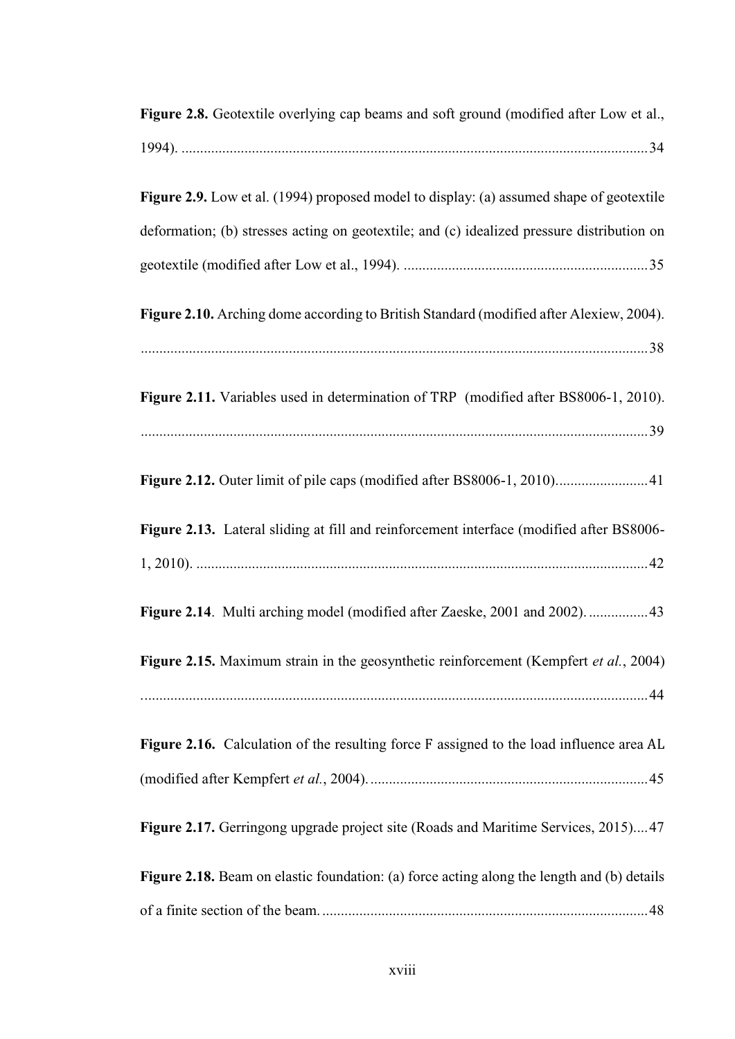**Figure 2.8.** Geotextile overlying cap beams and soft ground (modified after Low et al., 1994). .......................................................................................................................... 34

**Figure 2.9.** Low et al. (1994) proposed model to display: (a) assumed shape of geotextile deformation; (b) stresses acting on geotextile; and (c) idealized pressure distribution on geotextile (modified after Low et al., 1994). .................................................................. 35

**Figure 2.10.** Arching dome according to British Standard (modified after Alexiew, 2004). .......................................................................................................................... 38

**Figure 2.11.** Variables used in determination of TRP (modified after BS8006-1, 2010). .......................................................................................................................... 39

**Figure 2.12.** Outer limit of pile caps (modified after BS8006-1, 2010)......................... 41

**Figure 2.13.** Lateral sliding at fill and reinforcement interface (modified after BS8006-1, 2010). .......................................................................................................................... 42

**Figure 2.14**. Multi arching model (modified after Zaeske, 2001 and 2002). ................ 43

**Figure 2.15.** Maximum strain in the geosynthetic reinforcement (Kempfert *et al.*, 2004) .......................................................................................................................... 44

**Figure 2.16.** Calculation of the resulting force F assigned to the load influence area AL (modified after Kempfert *et al.*, 2004). ........................................................................... 45

**Figure 2.17.** Gerringong upgrade project site (Roads and Maritime Services, 2015).... 47

**Figure 2.18.** Beam on elastic foundation: (a) force acting along the length and (b) details of a finite section of the beam. ....................................................................................... 48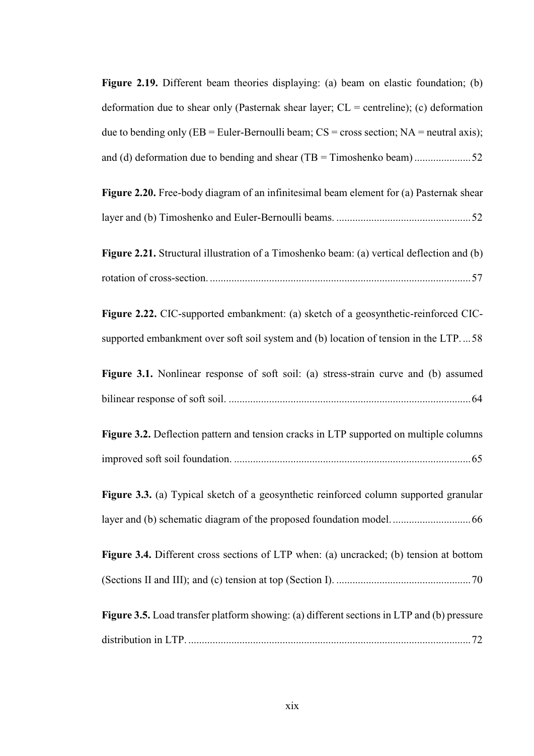**Figure 2.19.** Different beam theories displaying: (a) beam on elastic foundation; (b) deformation due to shear only (Pasternak shear layer; CL = centreline); (c) deformation due to bending only (EB = Euler-Bernoulli beam; CS = cross section; NA = neutral axis); and (d) deformation due to bending and shear (TB = Timoshenko beam) .................... 52

**Figure 2.20.** Free-body diagram of an infinitesimal beam element for (a) Pasternak shear layer and (b) Timoshenko and Euler-Bernoulli beams. ................................................. 52

**Figure 2.21.** Structural illustration of a Timoshenko beam: (a) vertical deflection and (b) rotation of cross-section. ................................................................................................ 57

**Figure 2.22.** CIC-supported embankment: (a) sketch of a geosynthetic-reinforced CIC-supported embankment over soft soil system and (b) location of tension in the LTP. ... 58

**Figure 3.1.** Nonlinear response of soft soil: (a) stress-strain curve and (b) assumed bilinear response of soft soil. ......................................................................................... 64

**Figure 3.2.** Deflection pattern and tension cracks in LTP supported on multiple columns improved soft soil foundation. ....................................................................................... 65

**Figure 3.3.** (a) Typical sketch of a geosynthetic reinforced column supported granular layer and (b) schematic diagram of the proposed foundation model. ............................ 66

**Figure 3.4.** Different cross sections of LTP when: (a) uncracked; (b) tension at bottom (Sections II and III); and (c) tension at top (Section I). ................................................. 70

**Figure 3.5.** Load transfer platform showing: (a) different sections in LTP and (b) pressure distribution in LTP. ........................................................................................................ 72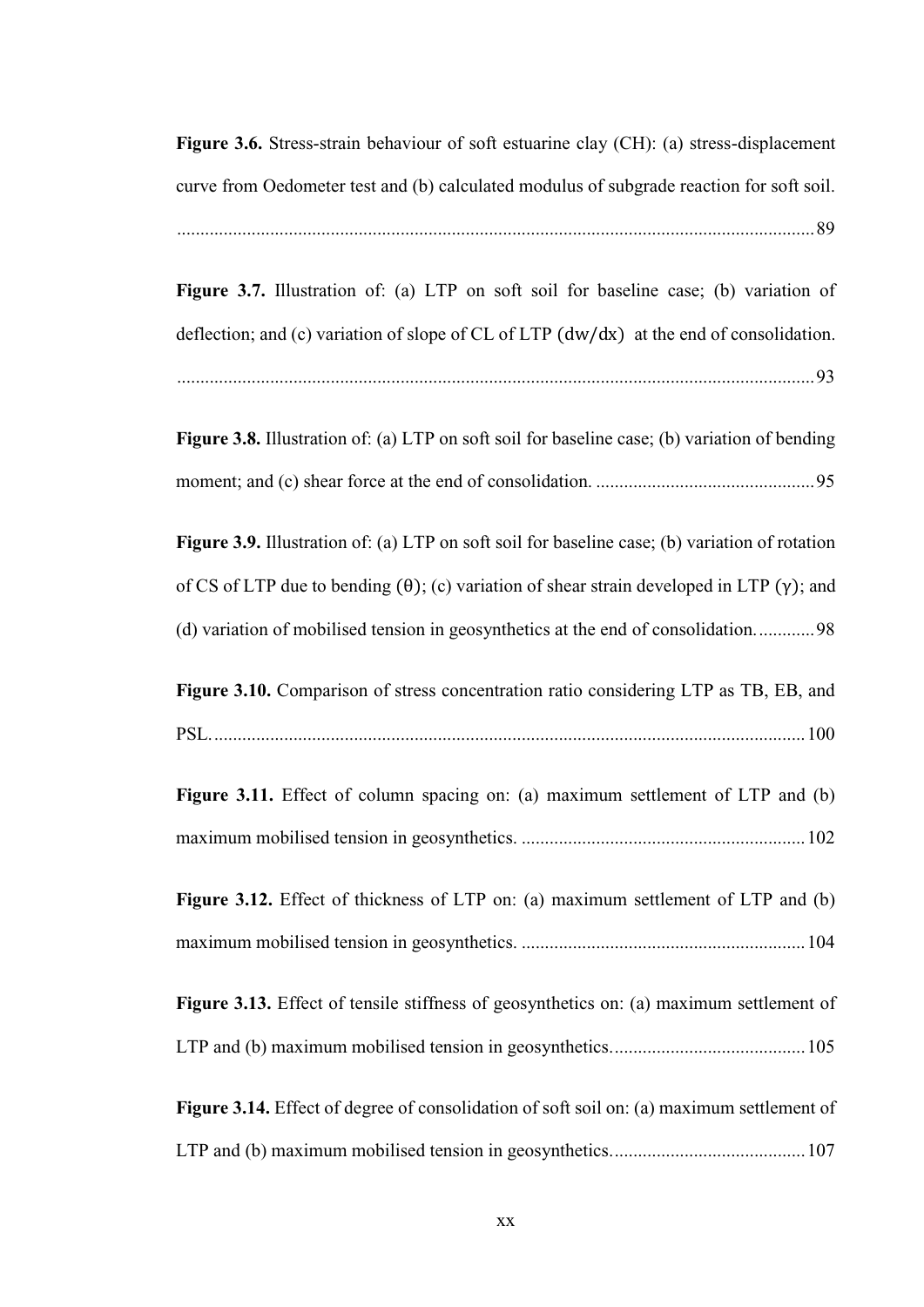**Figure 3.6.** Stress-strain behaviour of soft estuarine clay (CH): (a) stress-displacement curve from Oedometer test and (b) calculated modulus of subgrade reaction for soft soil. ........................................................................................................................................89

**Figure 3.7.** Illustration of: (a) LTP on soft soil for baseline case; (b) variation of deflection; and (c) variation of slope of CL of LTP $(dw/dx)$ at the end of consolidation. ........................................................................................................................................93

**Figure 3.8.** Illustration of: (a) LTP on soft soil for baseline case; (b) variation of bending moment; and (c) shear force at the end of consolidation. ...............................................95

**Figure 3.9.** Illustration of: (a) LTP on soft soil for baseline case; (b) variation of rotation of CS of LTP due to bending $(\theta)$; (c) variation of shear strain developed in LTP $(\gamma)$; and (d) variation of mobilised tension in geosynthetics at the end of consolidation. ............98

**Figure 3.10.** Comparison of stress concentration ratio considering LTP as TB, EB, and PSL. ..............................................................................................................................100

**Figure 3.11.** Effect of column spacing on: (a) maximum settlement of LTP and (b) maximum mobilised tension in geosynthetics. .............................................................102

**Figure 3.12.** Effect of thickness of LTP on: (a) maximum settlement of LTP and (b) maximum mobilised tension in geosynthetics. .............................................................104

**Figure 3.13.** Effect of tensile stiffness of geosynthetics on: (a) maximum settlement of LTP and (b) maximum mobilised tension in geosynthetics. .........................................105

**Figure 3.14.** Effect of degree of consolidation of soft soil on: (a) maximum settlement of LTP and (b) maximum mobilised tension in geosynthetics. .........................................107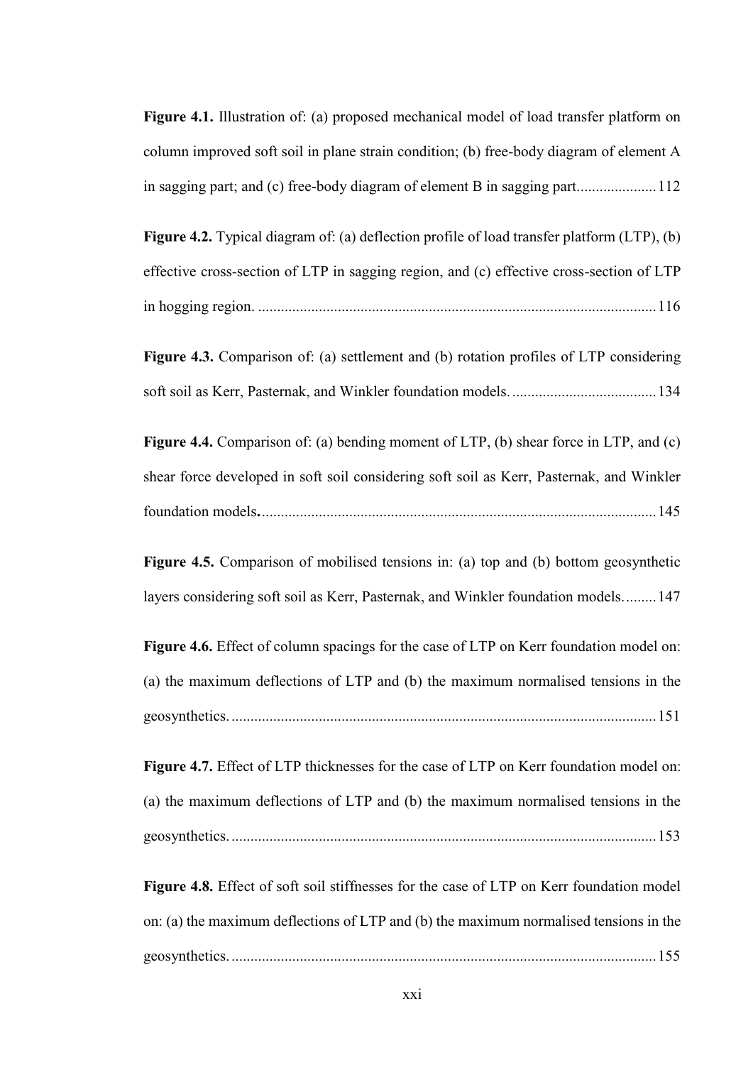**Figure 4.1.** Illustration of: (a) proposed mechanical model of load transfer platform on column improved soft soil in plane strain condition; (b) free-body diagram of element A in sagging part; and (c) free-body diagram of element B in sagging part.....................112

**Figure 4.2.** Typical diagram of: (a) deflection profile of load transfer platform (LTP), (b) effective cross-section of LTP in sagging region, and (c) effective cross-section of LTP in hogging region. ........................................................................................................116

**Figure 4.3.** Comparison of: (a) settlement and (b) rotation profiles of LTP considering soft soil as Kerr, Pasternak, and Winkler foundation models. ......................................134

**Figure 4.4.** Comparison of: (a) bending moment of LTP, (b) shear force in LTP, and (c) shear force developed in soft soil considering soft soil as Kerr, Pasternak, and Winkler foundation models. .......................................................................................................145

**Figure 4.5.** Comparison of mobilised tensions in: (a) top and (b) bottom geosynthetic layers considering soft soil as Kerr, Pasternak, and Winkler foundation models. .........147

**Figure 4.6.** Effect of column spacings for the case of LTP on Kerr foundation model on: (a) the maximum deflections of LTP and (b) the maximum normalised tensions in the geosynthetics. ...............................................................................................................151

**Figure 4.7.** Effect of LTP thicknesses for the case of LTP on Kerr foundation model on: (a) the maximum deflections of LTP and (b) the maximum normalised tensions in the geosynthetics. ...............................................................................................................153

**Figure 4.8.** Effect of soft soil stiffnesses for the case of LTP on Kerr foundation model on: (a) the maximum deflections of LTP and (b) the maximum normalised tensions in the geosynthetics. ...............................................................................................................155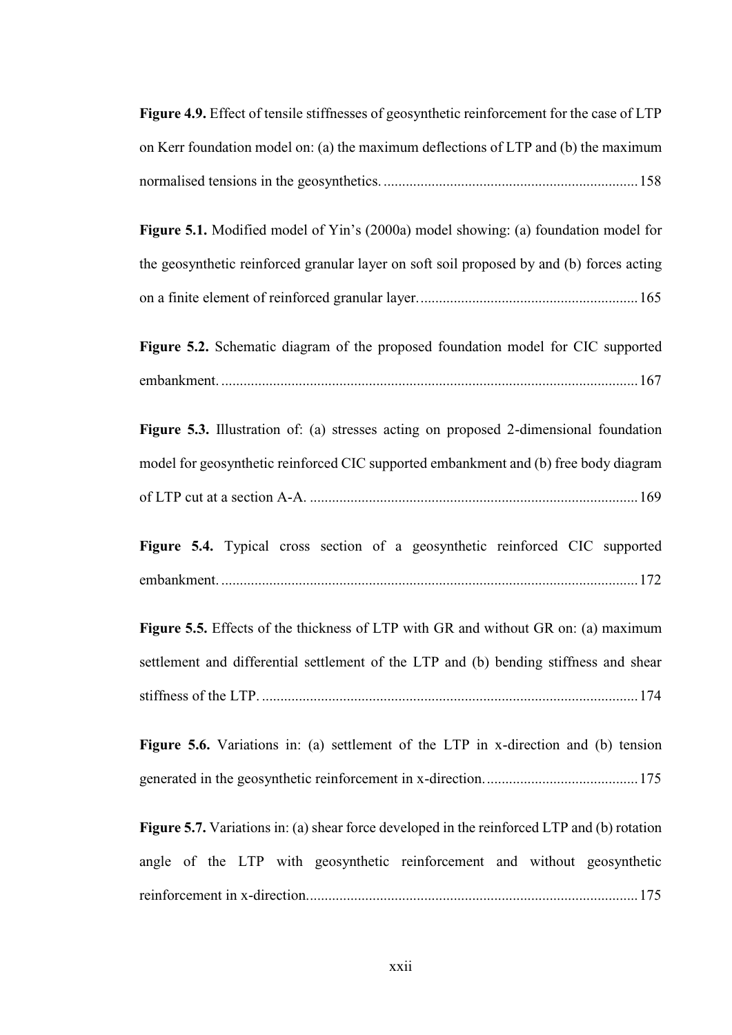**Figure 4.9.** Effect of tensile stiffnesses of geosynthetic reinforcement for the case of LTP on Kerr foundation model on: (a) the maximum deflections of LTP and (b) the maximum normalised tensions in the geosynthetics. .................................................................... 158

**Figure 5.1.** Modified model of Yin's (2000a) model showing: (a) foundation model for the geosynthetic reinforced granular layer on soft soil proposed by and (b) forces acting on a finite element of reinforced granular layer. .......................................................... 165

**Figure 5.2.** Schematic diagram of the proposed foundation model for CIC supported embankment. ................................................................................................................ 167

**Figure 5.3.** Illustration of: (a) stresses acting on proposed 2-dimensional foundation model for geosynthetic reinforced CIC supported embankment and (b) free body diagram of LTP cut at a section A-A. ........................................................................................ 169

**Figure 5.4.** Typical cross section of a geosynthetic reinforced CIC supported embankment. ................................................................................................................ 172

**Figure 5.5.** Effects of the thickness of LTP with GR and without GR on: (a) maximum settlement and differential settlement of the LTP and (b) bending stiffness and shear stiffness of the LTP. ..................................................................................................... 174

**Figure 5.6.** Variations in: (a) settlement of the LTP in x-direction and (b) tension generated in the geosynthetic reinforcement in x-direction. ......................................... 175

**Figure 5.7.** Variations in: (a) shear force developed in the reinforced LTP and (b) rotation angle of the LTP with geosynthetic reinforcement and without geosynthetic reinforcement in x-direction. ........................................................................................ 175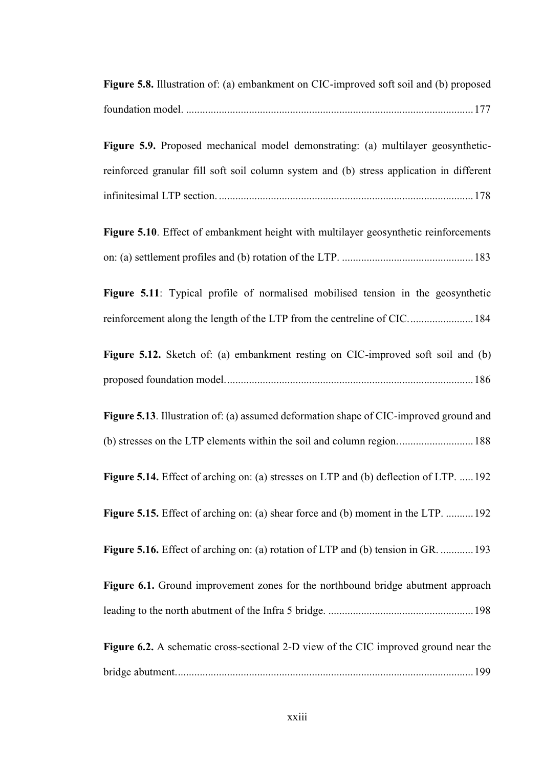**Figure 5.8.** Illustration of: (a) embankment on CIC-improved soft soil and (b) proposed foundation model. ........................................................................................................177

**Figure 5.9.** Proposed mechanical model demonstrating: (a) multilayer geosynthetic-reinforced granular fill soft soil column system and (b) stress application in different infinitesimal LTP section. ............................................................................................178

**Figure 5.10**. Effect of embankment height with multilayer geosynthetic reinforcements on: (a) settlement profiles and (b) rotation of the LTP. ................................................183

**Figure 5.11**: Typical profile of normalised mobilised tension in the geosynthetic reinforcement along the length of the LTP from the centreline of CIC. .......................184

**Figure 5.12.** Sketch of: (a) embankment resting on CIC-improved soft soil and (b) proposed foundation model. .........................................................................................186

**Figure 5.13**. Illustration of: (a) assumed deformation shape of CIC-improved ground and (b) stresses on the LTP elements within the soil and column region. ...........................188

**Figure 5.14.** Effect of arching on: (a) stresses on LTP and (b) deflection of LTP. .....192

**Figure 5.15.** Effect of arching on: (a) shear force and (b) moment in the LTP. ..........192

**Figure 5.16.** Effect of arching on: (a) rotation of LTP and (b) tension in GR. ............193

**Figure 6.1.** Ground improvement zones for the northbound bridge abutment approach leading to the north abutment of the Infra 5 bridge. .....................................................198

**Figure 6.2.** A schematic cross-sectional 2-D view of the CIC improved ground near the bridge abutment. ...........................................................................................................199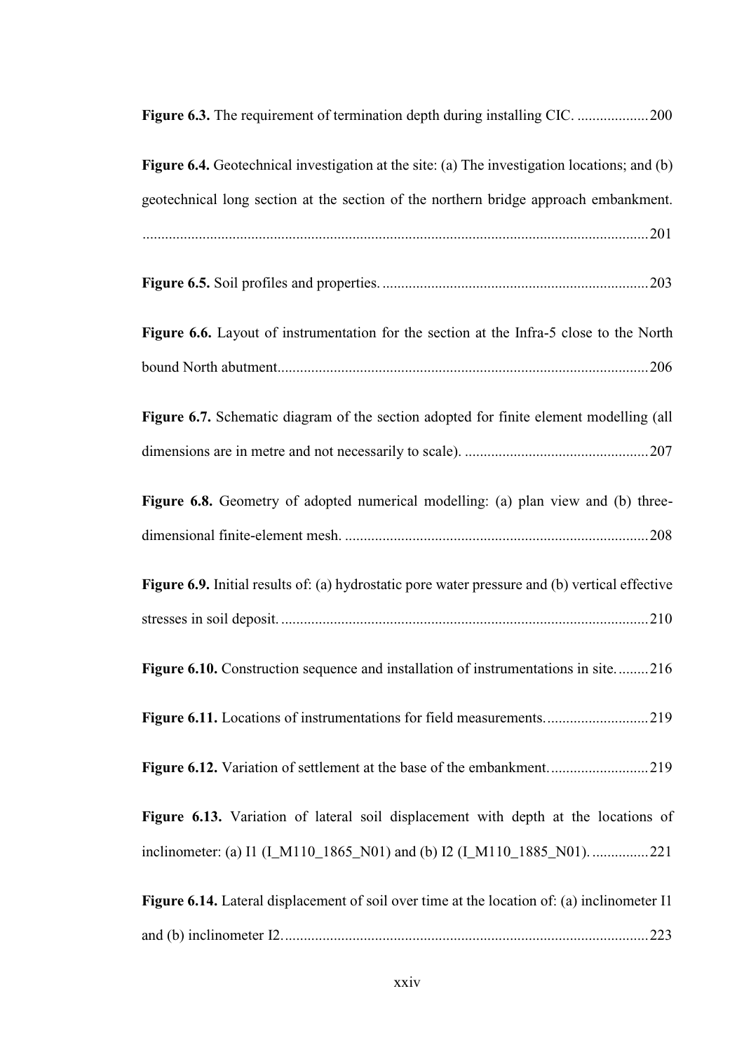**Figure 6.3.** The requirement of termination depth during installing CIC. ...................200

**Figure 6.4.** Geotechnical investigation at the site: (a) The investigation locations; and (b) geotechnical long section at the section of the northern bridge approach embankment. .....................................................................................................................................201

**Figure 6.5.** Soil profiles and properties. ......................................................................203

**Figure 6.6.** Layout of instrumentation for the section at the Infra-5 close to the North bound North abutment..................................................................................................206

**Figure 6.7.** Schematic diagram of the section adopted for finite element modelling (all dimensions are in metre and not necessarily to scale). .................................................207

**Figure 6.8.** Geometry of adopted numerical modelling: (a) plan view and (b) three-dimensional finite-element mesh. ................................................................................208

**Figure 6.9.** Initial results of: (a) hydrostatic pore water pressure and (b) vertical effective stresses in soil deposit. .................................................................................................210

**Figure 6.10.** Construction sequence and installation of instrumentations in site. ........216

**Figure 6.11.** Locations of instrumentations for field measurements. ...........................219

**Figure 6.12.** Variation of settlement at the base of the embankment. ..........................219

**Figure 6.13.** Variation of lateral soil displacement with depth at the locations of inclinometer: (a) I1 (I_M110_1865_N01) and (b) I2 (I_M110_1885_N01). ...............221

**Figure 6.14.** Lateral displacement of soil over time at the location of: (a) inclinometer I1 and (b) inclinometer I2. ................................................................................................223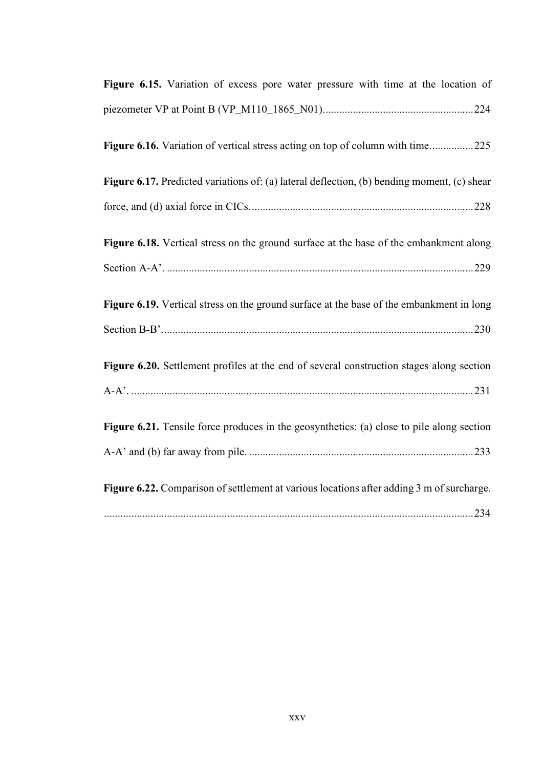**Figure 6.15.** Variation of excess pore water pressure with time at the location of piezometer VP at Point B (VP_M110_1865_N01)........................................................224

**Figure 6.16.** Variation of vertical stress acting on top of column with time................225

**Figure 6.17.** Predicted variations of: (a) lateral deflection, (b) bending moment, (c) shear force, and (d) axial force in CICs.................................................................................228

**Figure 6.18.** Vertical stress on the ground surface at the base of the embankment along Section A-A'. ................................................................................................................229

**Figure 6.19.** Vertical stress on the ground surface at the base of the embankment in long Section B-B'..................................................................................................................230

**Figure 6.20.** Settlement profiles at the end of several construction stages along section A-A'. ............................................................................................................................231

**Figure 6.21.** Tensile force produces in the geosynthetics: (a) close to pile along section A-A' and (b) far away from pile. ..................................................................................233

**Figure 6.22.** Comparison of settlement at various locations after adding 3 m of surcharge. .......................................................................................................................................234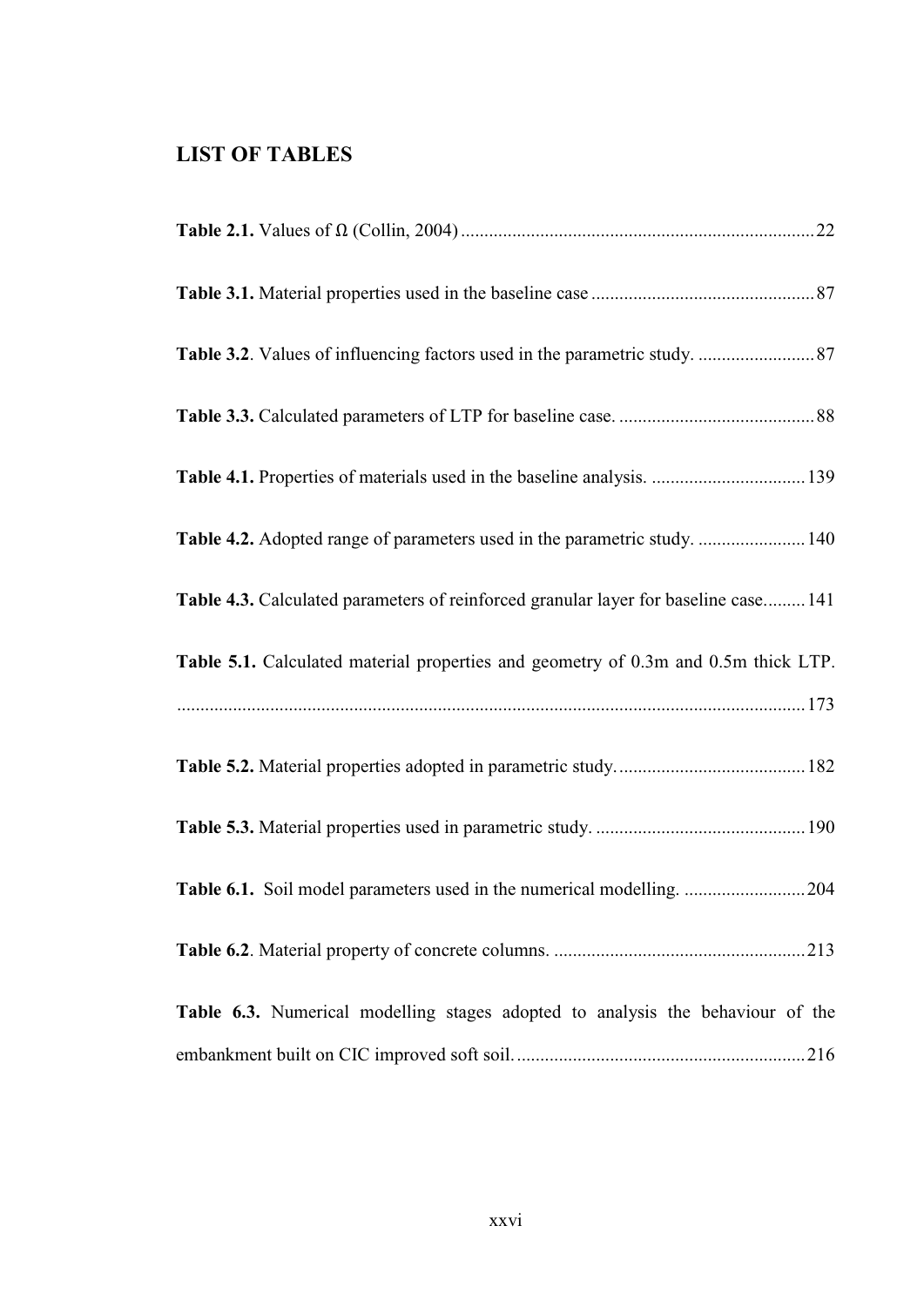## LIST OF TABLES

**Table 2.1.** Values of Ω (Collin, 2004) .......................................................................... 22

**Table 3.1.** Material properties used in the baseline case ............................................... 87

**Table 3.2**. Values of influencing factors used in the parametric study. ......................... 87

**Table 3.3.** Calculated parameters of LTP for baseline case. .......................................... 88

**Table 4.1.** Properties of materials used in the baseline analysis. ................................. 139

**Table 4.2.** Adopted range of parameters used in the parametric study. ....................... 140

**Table 4.3.** Calculated parameters of reinforced granular layer for baseline case......... 141

**Table 5.1.** Calculated material properties and geometry of 0.3m and 0.5m thick LTP. ..................................................................................................................................... 173

**Table 5.2.** Material properties adopted in parametric study. ........................................ 182

**Table 5.3.** Material properties used in parametric study. ............................................ 190

**Table 6.1.** Soil model parameters used in the numerical modelling. .......................... 204

**Table 6.2**. Material property of concrete columns. ..................................................... 213

**Table 6.3.** Numerical modelling stages adopted to analysis the behaviour of the embankment built on CIC improved soft soil. ............................................................. 216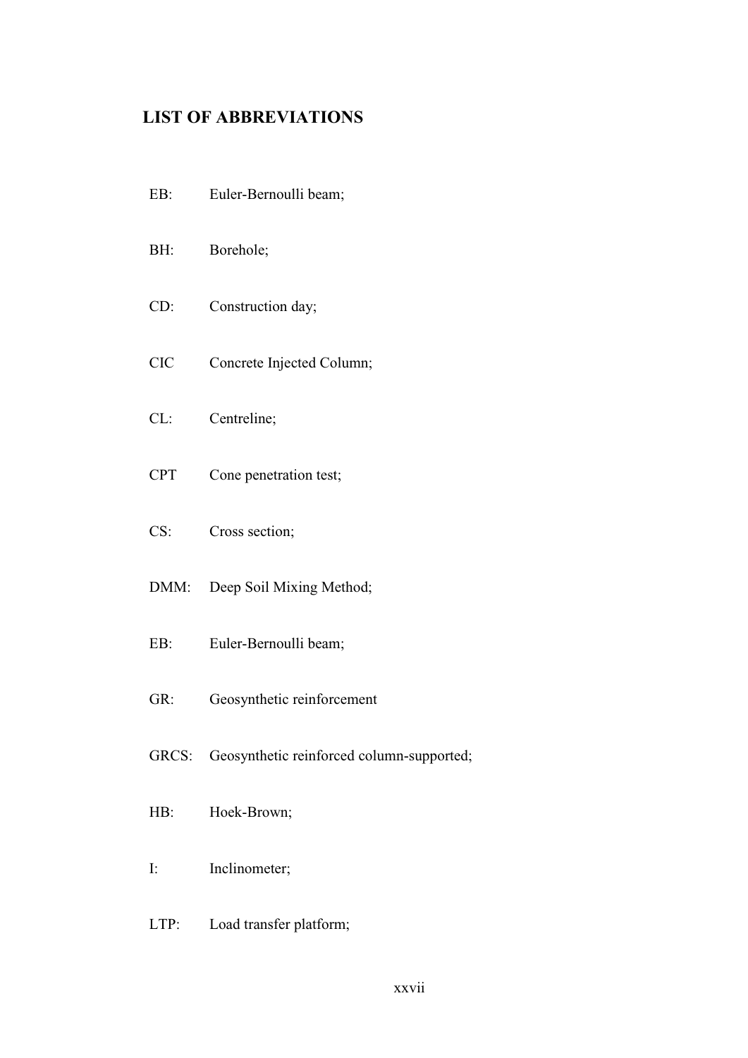## LIST OF ABBREVIATIONS

EB: Euler-Bernoulli beam;

BH: Borehole;

CD: Construction day;

CIC Concrete Injected Column;

CL: Centreline;

CPT Cone penetration test;

CS: Cross section;

DMM: Deep Soil Mixing Method;

EB: Euler-Bernoulli beam;

GR: Geosynthetic reinforcement

GRCS: Geosynthetic reinforced column-supported;

HB: Hoek-Brown;

I: Inclinometer;

LTP: Load transfer platform;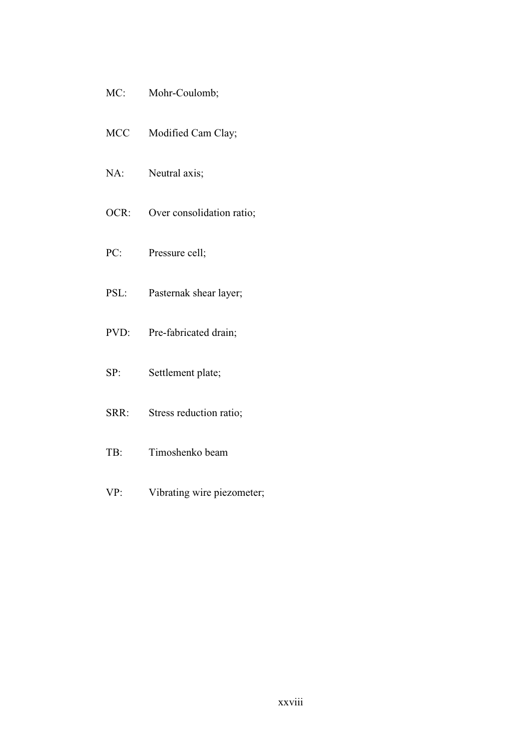MC: Mohr-Coulomb;

MCC Modified Cam Clay;

NA: Neutral axis;

OCR: Over consolidation ratio;

PC: Pressure cell;

PSL: Pasternak shear layer;

PVD: Pre-fabricated drain;

SP: Settlement plate;

SRR: Stress reduction ratio;

TB: Timoshenko beam

VP: Vibrating wire piezometer;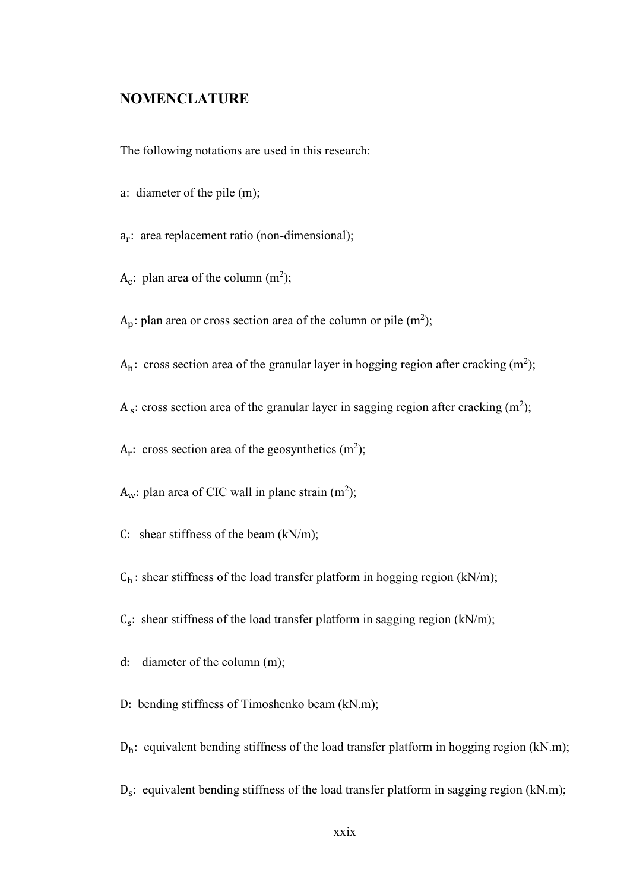## NOMENCLATURE

The following notations are used in this research:

$a$: diameter of the pile (m);

$a_r$: area replacement ratio (non-dimensional);

$A_c$: plan area of the column ($m^2$);

$A_p$: plan area or cross section area of the column or pile ($m^2$);

$A_h$: cross section area of the granular layer in hogging region after cracking ($m^2$);

$A_s$: cross section area of the granular layer in sagging region after cracking ($m^2$);

$A_r$: cross section area of the geosynthetics ($m^2$);

$A_w$: plan area of CIC wall in plane strain ($m^2$);

$C$: shear stiffness of the beam (kN/m);

$C_h$: shear stiffness of the load transfer platform in hogging region (kN/m);

$C_s$: shear stiffness of the load transfer platform in sagging region (kN/m);

$d$: diameter of the column (m);

$D$: bending stiffness of Timoshenko beam (kN.m);

$D_h$: equivalent bending stiffness of the load transfer platform in hogging region (kN.m);

$D_s$: equivalent bending stiffness of the load transfer platform in sagging region (kN.m);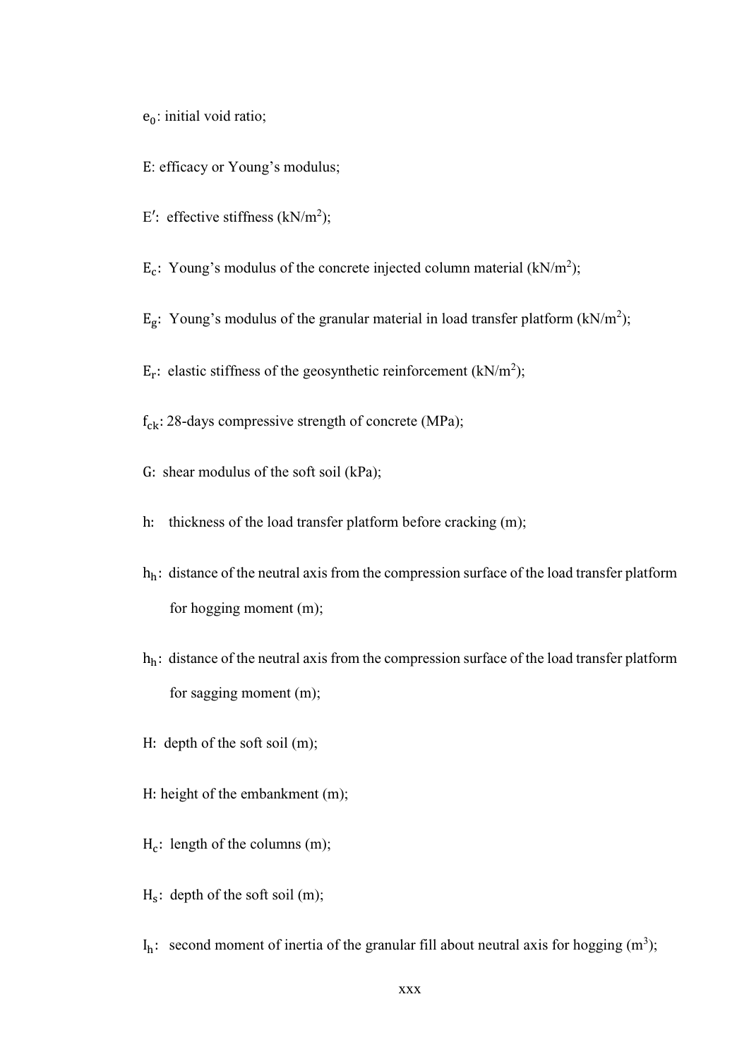$e_0$: initial void ratio;

E: efficacy or Young's modulus;

$E'$: effective stiffness ($kN/m^2$);

$E_c$: Young's modulus of the concrete injected column material ($kN/m^2$);

$E_g$: Young's modulus of the granular material in load transfer platform ($kN/m^2$);

$E_r$: elastic stiffness of the geosynthetic reinforcement ($kN/m^2$);

$f_{ck}$: 28-days compressive strength of concrete (MPa);

G: shear modulus of the soft soil (kPa);

h: thickness of the load transfer platform before cracking (m);

$h_h$: distance of the neutral axis from the compression surface of the load transfer platform for hogging moment (m);

$h_h$: distance of the neutral axis from the compression surface of the load transfer platform for sagging moment (m);

H: depth of the soft soil (m);

H: height of the embankment (m);

$H_c$: length of the columns (m);

$H_s$: depth of the soft soil (m);

$I_h$: second moment of inertia of the granular fill about neutral axis for hogging ($m^3$);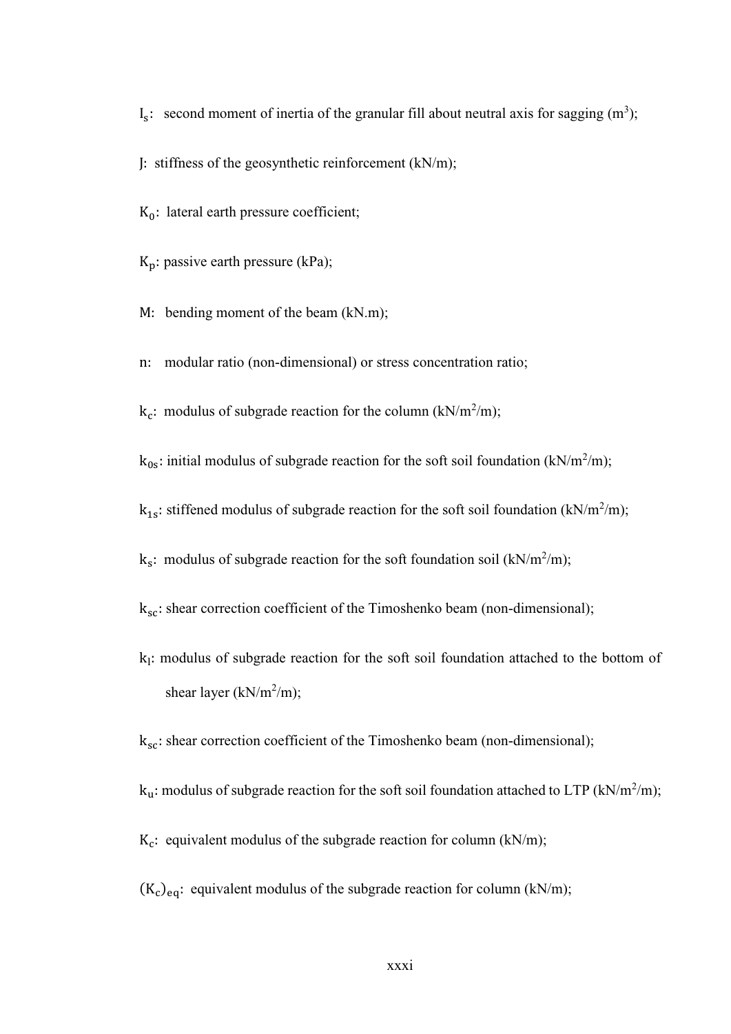$I_s$: second moment of inertia of the granular fill about neutral axis for sagging ($m^3$);

J: stiffness of the geosynthetic reinforcement (kN/m);

$K_0$: lateral earth pressure coefficient;

$K_p$: passive earth pressure (kPa);

M: bending moment of the beam (kN.m);

n: modular ratio (non-dimensional) or stress concentration ratio;

$k_c$: modulus of subgrade reaction for the column ($kN/m^2/m$);

$k_{0s}$: initial modulus of subgrade reaction for the soft soil foundation ($kN/m^2/m$);

$k_{1s}$: stiffened modulus of subgrade reaction for the soft soil foundation ($kN/m^2/m$);

$k_s$: modulus of subgrade reaction for the soft foundation soil ($kN/m^2/m$);

$k_{sc}$: shear correction coefficient of the Timoshenko beam (non-dimensional);

$k_l$: modulus of subgrade reaction for the soft soil foundation attached to the bottom of shear layer ($kN/m^2/m$);

$k_{sc}$: shear correction coefficient of the Timoshenko beam (non-dimensional);

$k_u$: modulus of subgrade reaction for the soft soil foundation attached to LTP ($kN/m^2/m$);

$K_c$: equivalent modulus of the subgrade reaction for column (kN/m);

$(K_c)_{eq}$: equivalent modulus of the subgrade reaction for column (kN/m);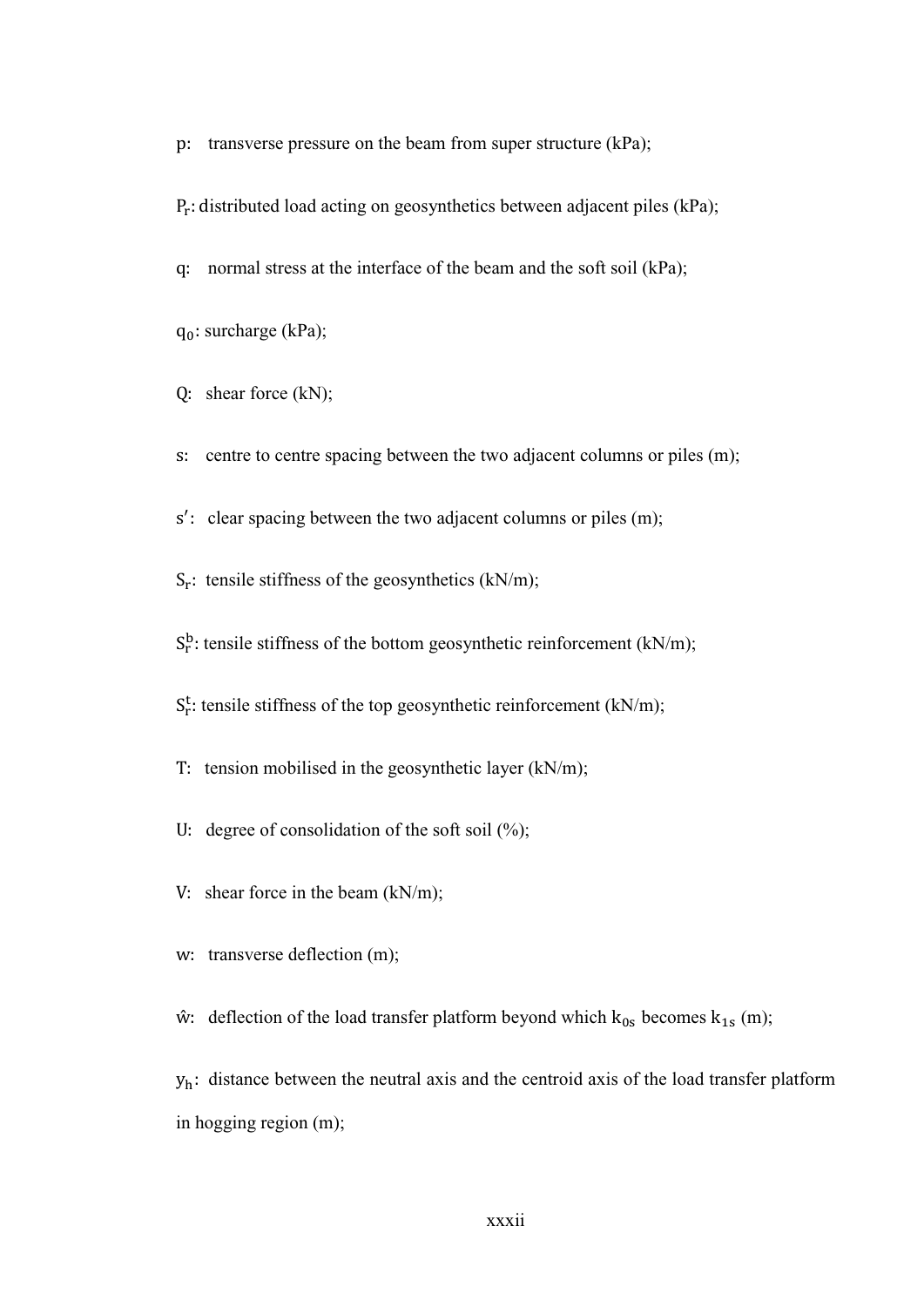p: transverse pressure on the beam from super structure (kPa);

$P_r$: distributed load acting on geosynthetics between adjacent piles (kPa);

q: normal stress at the interface of the beam and the soft soil (kPa);

$q_0$: surcharge (kPa);

Q: shear force (kN);

s: centre to centre spacing between the two adjacent columns or piles (m);

$s'$: clear spacing between the two adjacent columns or piles (m);

$S_r$: tensile stiffness of the geosynthetics (kN/m);

$S_r^b$: tensile stiffness of the bottom geosynthetic reinforcement (kN/m);

$S_r^t$: tensile stiffness of the top geosynthetic reinforcement (kN/m);

T: tension mobilised in the geosynthetic layer (kN/m);

U: degree of consolidation of the soft soil (%);

V: shear force in the beam (kN/m);

w: transverse deflection (m);

$\hat{w}$: deflection of the load transfer platform beyond which $k_{0s}$ becomes $k_{1s}$ (m);

$y_h$: distance between the neutral axis and the centroid axis of the load transfer platform in hogging region (m);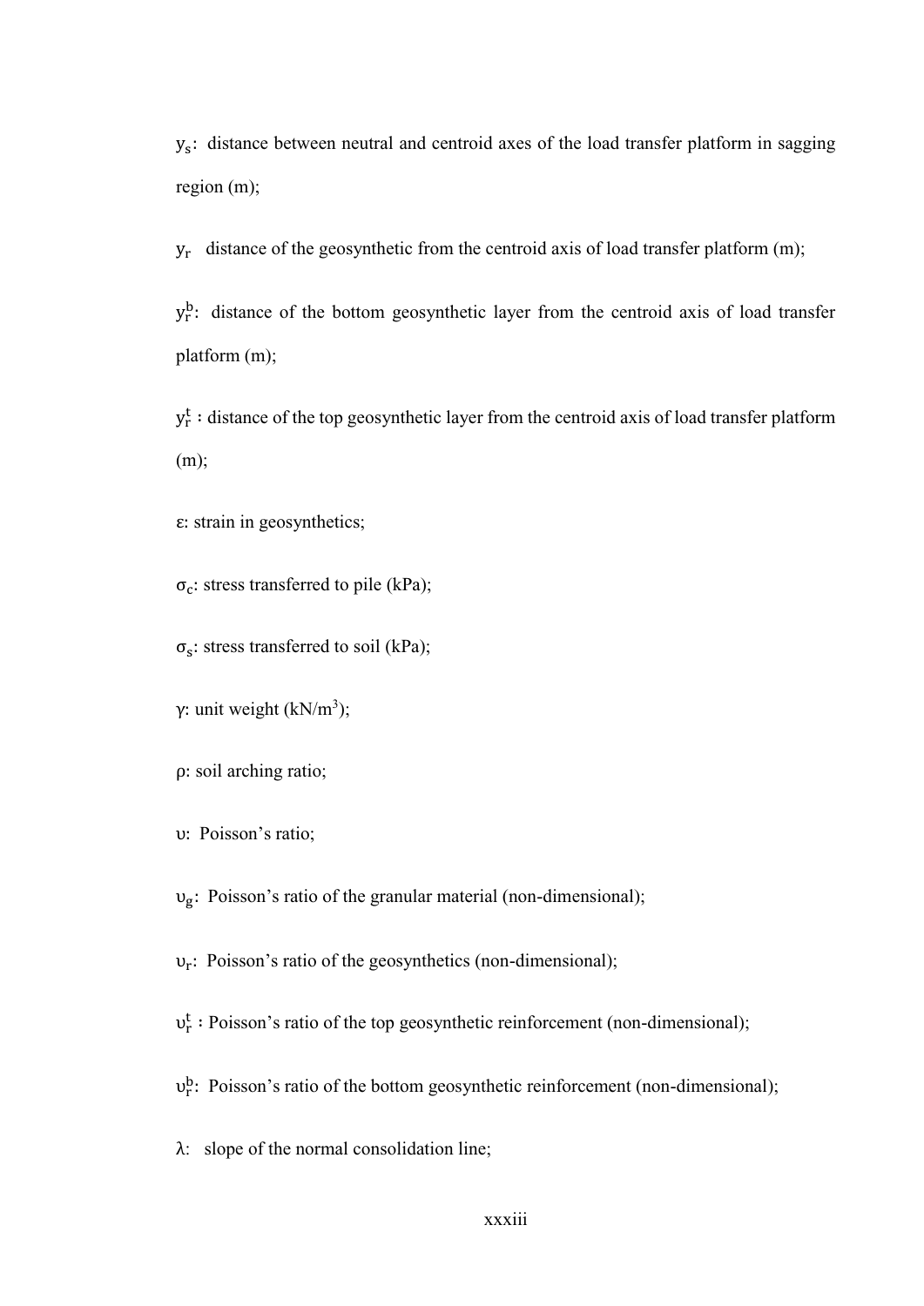$y_s$: distance between neutral and centroid axes of the load transfer platform in sagging region (m);

$y_r$ distance of the geosynthetic from the centroid axis of load transfer platform (m);

$y_r^b$: distance of the bottom geosynthetic layer from the centroid axis of load transfer platform (m);

$y_r^t$ : distance of the top geosynthetic layer from the centroid axis of load transfer platform (m);

$\varepsilon$: strain in geosynthetics;

$\sigma_c$: stress transferred to pile (kPa);

$\sigma_s$: stress transferred to soil (kPa);

$\gamma$: unit weight (kN/m$^3$);

$\rho$: soil arching ratio;

$\upsilon$: Poisson's ratio;

$\upsilon_g$: Poisson's ratio of the granular material (non-dimensional);

$\upsilon_r$: Poisson's ratio of the geosynthetics (non-dimensional);

$\upsilon_r^t$ : Poisson's ratio of the top geosynthetic reinforcement (non-dimensional);

$\upsilon_r^b$: Poisson's ratio of the bottom geosynthetic reinforcement (non-dimensional);

$\lambda$: slope of the normal consolidation line;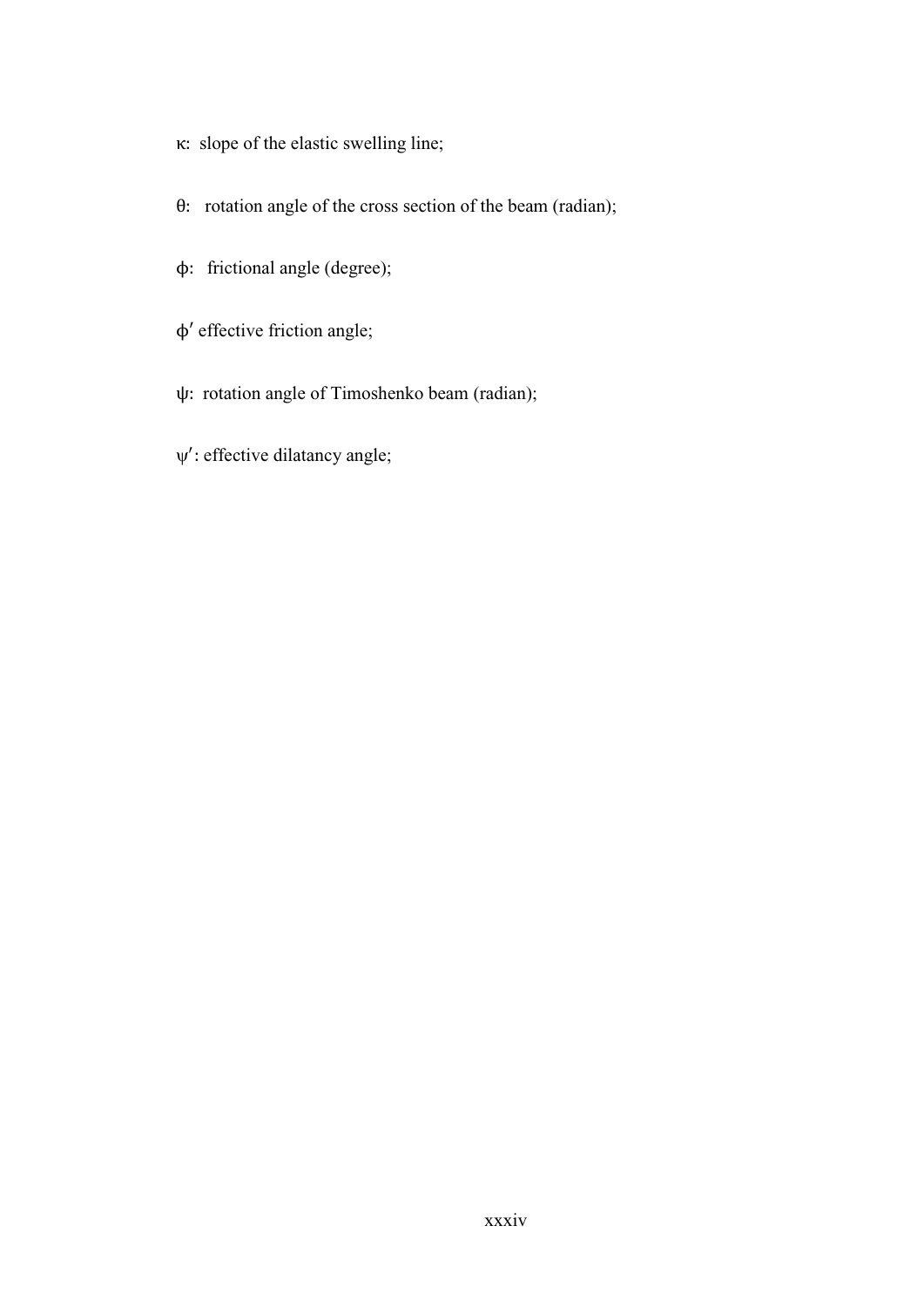$\kappa$: slope of the elastic swelling line;

$\theta$: rotation angle of the cross section of the beam (radian);

$\phi$: frictional angle (degree);

$\phi'$ effective friction angle;

$\psi$: rotation angle of Timoshenko beam (radian);

$\psi'$: effective dilatancy angle;